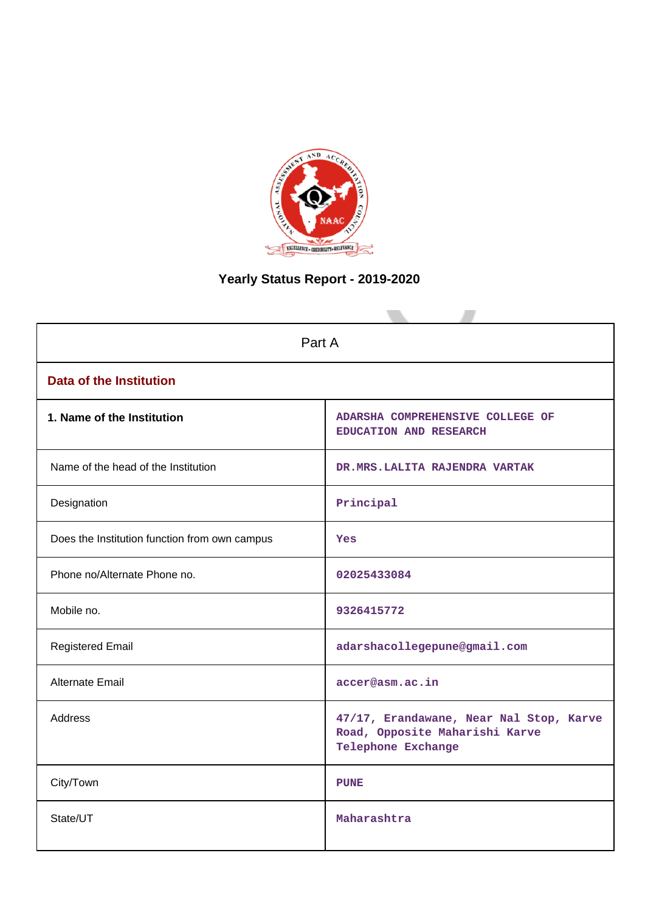# Yearly Status Report - 2019-2020

| Part A | |
|---|---|
| **Data of the Institution** | |
| **1. Name of the Institution** | ADARSHA COMPREHENSIVE COLLEGE OF EDUCATION AND RESEARCH |
| Name of the head of the Institution | DR.MRS.LALITA RAJENDRA VARTAK |
| Designation | Principal |
| Does the Institution function from own campus | Yes |
| Phone no/Alternate Phone no. | 02025433084 |
| Mobile no. | 9326415772 |
| Registered Email | adarshacollegepune@gmail.com |
| Alternate Email | accer@asm.ac.in |
| Address | 47/17, Erandawane, Near Nal Stop, Karve Road, Opposite Maharishi Karve Telephone Exchange |
| City/Town | PUNE |
| State/UT | Maharashtra |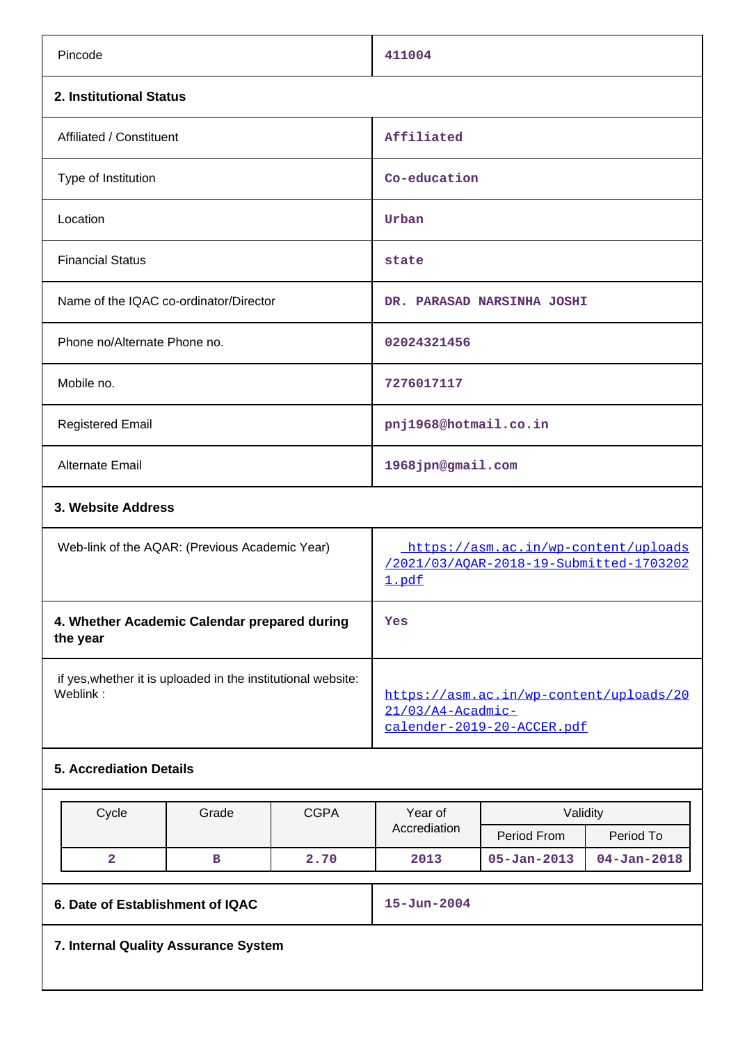| | |
|---|---|
| Pincode | 411004 |

**2. Institutional Status**

| | |
|---|---|
| Affiliated / Constituent | Affiliated |
| Type of Institution | Co-education |
| Location | Urban |
| Financial Status | state |
| Name of the IQAC co-ordinator/Director | DR. PARASAD NARSINHA JOSHI |
| Phone no/Alternate Phone no. | 02024321456 |
| Mobile no. | 7276017117 |
| Registered Email | pnj1968@hotmail.co.in |
| Alternate Email | 1968jpn@gmail.com |

**3. Website Address**

| | |
|---|---|
| Web-link of the AQAR: (Previous Academic Year) | https://asm.ac.in/wp-content/uploads/2021/03/AQAR-2018-19-Submitted-17032021.pdf |
| **4. Whether Academic Calendar prepared during the year** | Yes |
| if yes,whether it is uploaded in the institutional website: Weblink : | https://asm.ac.in/wp-content/uploads/2021/03/A4-Acadmic-calender-2019-20-ACCER.pdf |

**5. Accrediation Details**

| Cycle | Grade | CGPA | Year of Accrediation | Validity | |
|---|---|---|---|---|---|
| | | | | Period From | Period To |
| 2 | B | 2.70 | 2013 | 05-Jan-2013 | 04-Jan-2018 |

| | |
|---|---|
| **6. Date of Establishment of IQAC** | 15-Jun-2004 |

**7. Internal Quality Assurance System**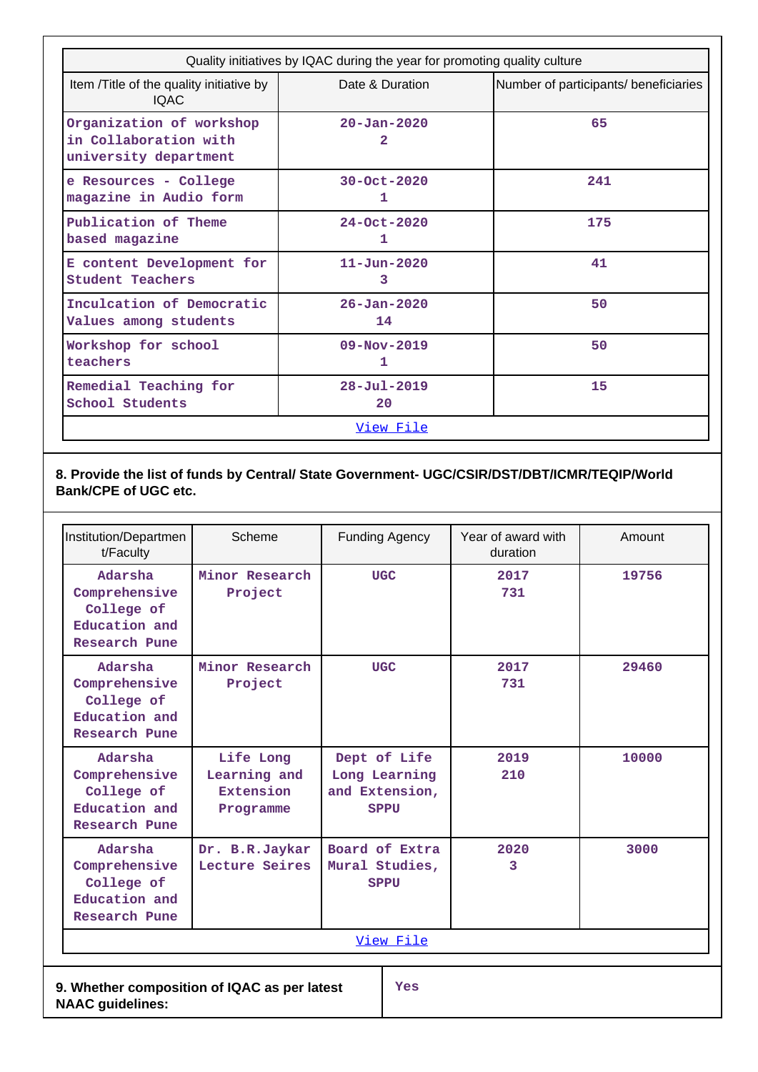| Quality initiatives by IQAC during the year for promoting quality culture | | |
|---|---|---|
| Item /Title of the quality initiative by IQAC | Date & Duration | Number of participants/ beneficiaries |
| Organization of workshop in Collaboration with university department | 20-Jan-2020<br>2 | 65 |
| e Resources - College magazine in Audio form | 30-Oct-2020<br>1 | 241 |
| Publication of Theme based magazine | 24-Oct-2020<br>1 | 175 |
| E content Development for Student Teachers | 11-Jun-2020<br>3 | 41 |
| Inculcation of Democratic Values among students | 26-Jan-2020<br>14 | 50 |
| Workshop for school teachers | 09-Nov-2019<br>1 | 50 |
| Remedial Teaching for School Students | 28-Jul-2019<br>20 | 15 |
| View File | | |

**8. Provide the list of funds by Central/ State Government- UGC/CSIR/DST/DBT/ICMR/TEQIP/World Bank/CPE of UGC etc.**

| Institution/Department/Faculty | Scheme | Funding Agency | Year of award with duration | Amount |
|---|---|---|---|---|
| Adarsha Comprehensive College of Education and Research Pune | Minor Research Project | UGC | 2017<br>731 | 19756 |
| Adarsha Comprehensive College of Education and Research Pune | Minor Research Project | UGC | 2017<br>731 | 29460 |
| Adarsha Comprehensive College of Education and Research Pune | Life Long Learning and Extension Programme | Dept of Life Long Learning and Extension, SPPU | 2019<br>210 | 10000 |
| Adarsha Comprehensive College of Education and Research Pune | Dr. B.R.Jaykar Lecture Seires | Board of Extra Mural Studies, SPPU | 2020<br>3 | 3000 |
| View File | | | | |

| **9. Whether composition of IQAC as per latest NAAC guidelines:** | Yes |
|---|---|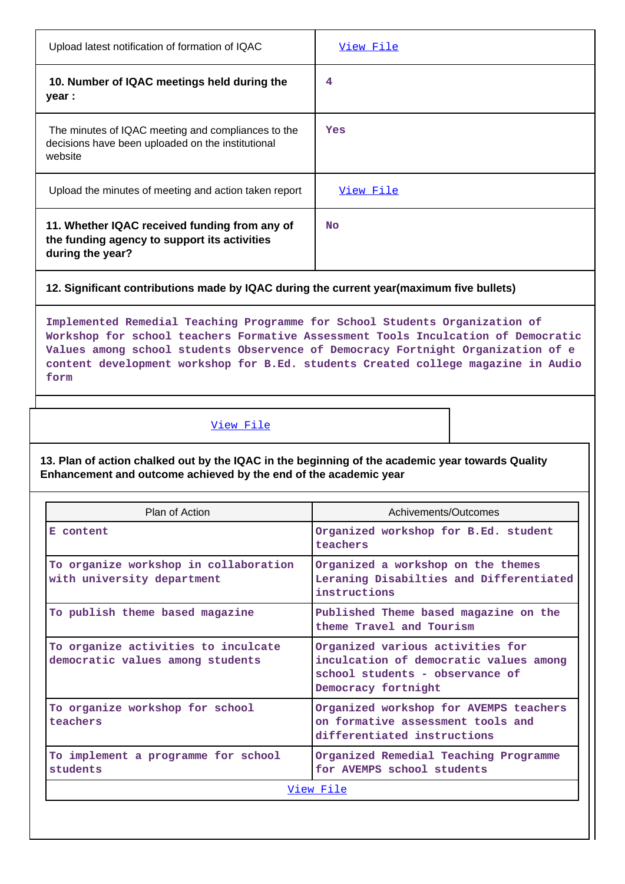| | |
|---|---|
| Upload latest notification of formation of IQAC | View File |
| **10. Number of IQAC meetings held during the year :** | 4 |
| The minutes of IQAC meeting and compliances to the decisions have been uploaded on the institutional website | Yes |
| Upload the minutes of meeting and action taken report | View File |
| **11. Whether IQAC received funding from any of the funding agency to support its activities during the year?** | No |

**12. Significant contributions made by IQAC during the current year(maximum five bullets)**

Implemented Remedial Teaching Programme for School Students Organization of Workshop for school teachers Formative Assessment Tools Inculcation of Democratic Values among school students Observence of Democracy Fortnight Organization of e content development workshop for B.Ed. students Created college magazine in Audio form

View File

**13. Plan of action chalked out by the IQAC in the beginning of the academic year towards Quality Enhancement and outcome achieved by the end of the academic year**

| Plan of Action | Achivements/Outcomes |
|---|---|
| E content | Organized workshop for B.Ed. student teachers |
| To organize workshop in collaboration with university department | Organized a workshop on the themes Leraning Disabilties and Differentiated instructions |
| To publish theme based magazine | Published Theme based magazine on the theme Travel and Tourism |
| To organize activities to inculcate democratic values among students | Organized various activities for inculcation of democratic values among school students - observance of Democracy fortnight |
| To organize workshop for school teachers | Organized workshop for AVEMPS teachers on formative assessment tools and differentiated instructions |
| To implement a programme for school students | Organized Remedial Teaching Programme for AVEMPS school students |

View File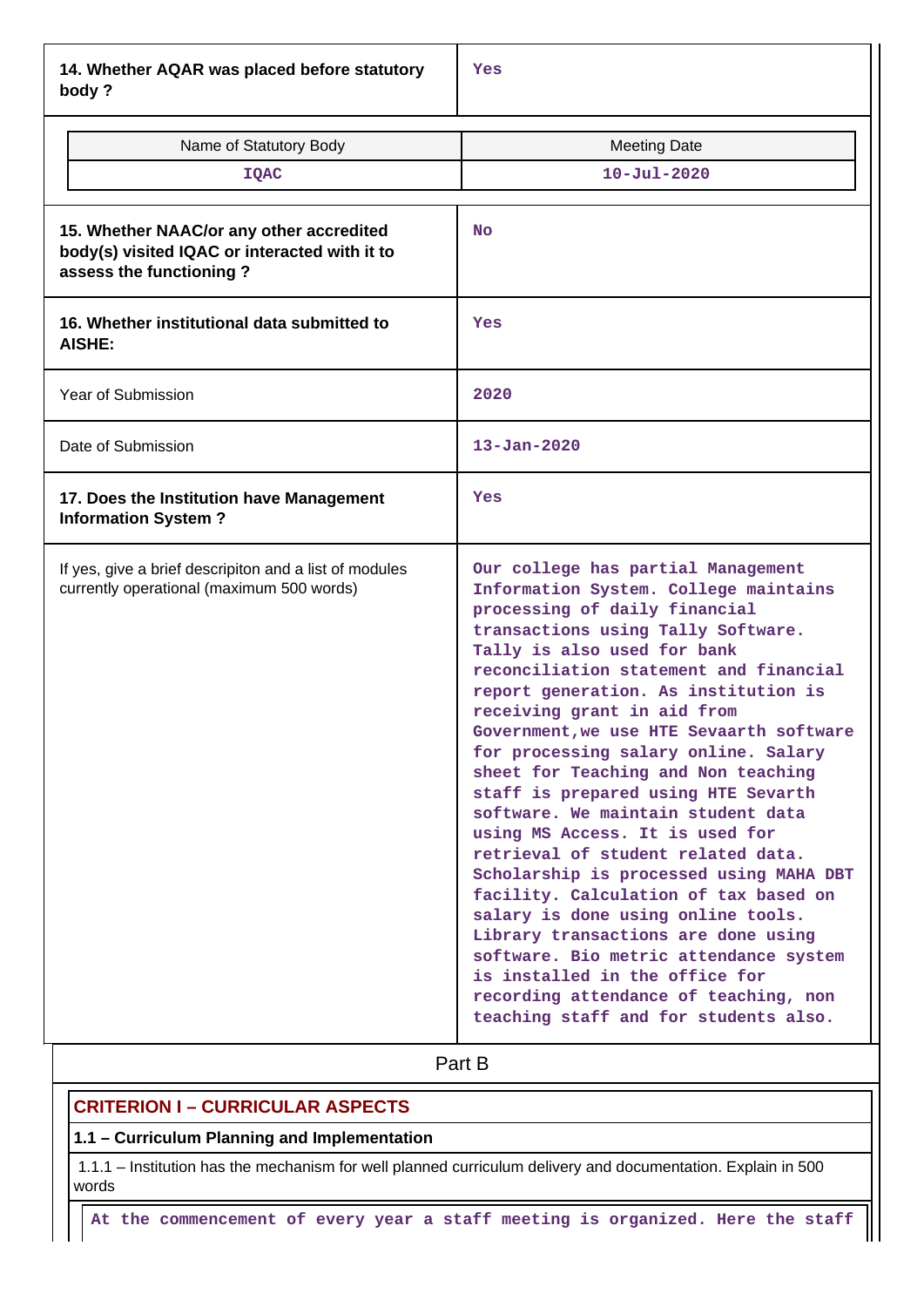| | |
|---|---|
| **14. Whether AQAR was placed before statutory body ?** | Yes |

| Name of Statutory Body | Meeting Date |
|---|---|
| IQAC | 10-Jul-2020 |

| | |
|---|---|
| **15. Whether NAAC/or any other accredited body(s) visited IQAC or interacted with it to assess the functioning ?** | No |
| **16. Whether institutional data submitted to AISHE:** | Yes |
| Year of Submission | 2020 |
| Date of Submission | 13-Jan-2020 |
| **17. Does the Institution have Management Information System ?** | Yes |
| If yes, give a brief descripiton and a list of modules currently operational (maximum 500 words) | Our college has partial Management Information System. College maintains processing of daily financial transactions using Tally Software. Tally is also used for bank reconciliation statement and financial report generation. As institution is receiving grant in aid from Government,we use HTE Sevaarth software for processing salary online. Salary sheet for Teaching and Non teaching staff is prepared using HTE Sevarth software. We maintain student data using MS Access. It is used for retrieval of student related data. Scholarship is processed using MAHA DBT facility. Calculation of tax based on salary is done using online tools. Library transactions are done using software. Bio metric attendance system is installed in the office for recording attendance of teaching, non teaching staff and for students also. |

## Part B

### CRITERION I – CURRICULAR ASPECTS

**1.1 – Curriculum Planning and Implementation**

1.1.1 – Institution has the mechanism for well planned curriculum delivery and documentation. Explain in 500 words

At the commencement of every year a staff meeting is organized. Here the staff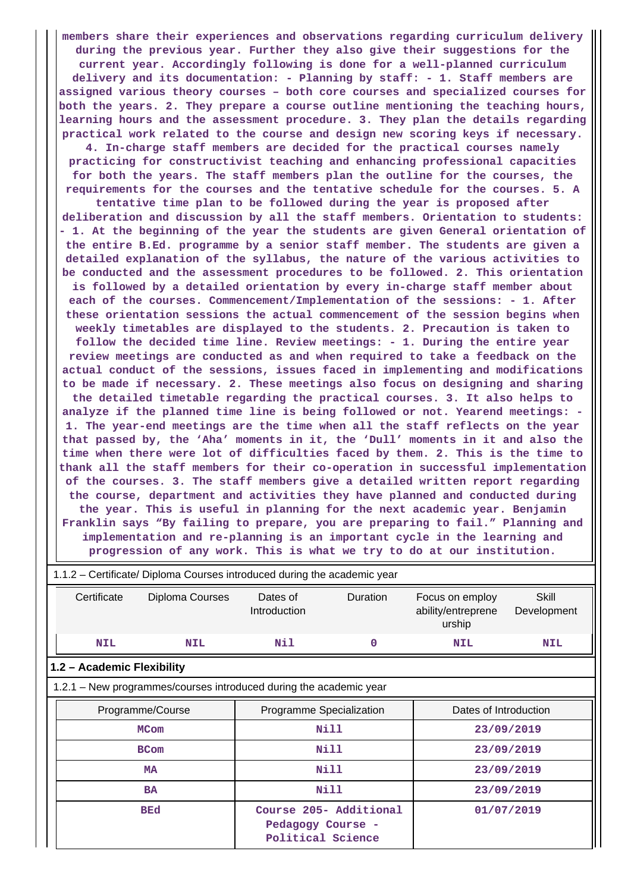**members share their experiences and observations regarding curriculum delivery during the previous year. Further they also give their suggestions for the current year. Accordingly following is done for a well-planned curriculum delivery and its documentation: - Planning by staff: - 1. Staff members are assigned various theory courses – both core courses and specialized courses for both the years. 2. They prepare a course outline mentioning the teaching hours, learning hours and the assessment procedure. 3. They plan the details regarding practical work related to the course and design new scoring keys if necessary. 4. In-charge staff members are decided for the practical courses namely practicing for constructivist teaching and enhancing professional capacities for both the years. The staff members plan the outline for the courses, the requirements for the courses and the tentative schedule for the courses. 5. A tentative time plan to be followed during the year is proposed after deliberation and discussion by all the staff members. Orientation to students: - 1. At the beginning of the year the students are given General orientation of the entire B.Ed. programme by a senior staff member. The students are given a detailed explanation of the syllabus, the nature of the various activities to be conducted and the assessment procedures to be followed. 2. This orientation is followed by a detailed orientation by every in-charge staff member about each of the courses. Commencement/Implementation of the sessions: - 1. After these orientation sessions the actual commencement of the session begins when weekly timetables are displayed to the students. 2. Precaution is taken to follow the decided time line. Review meetings: - 1. During the entire year review meetings are conducted as and when required to take a feedback on the actual conduct of the sessions, issues faced in implementing and modifications to be made if necessary. 2. These meetings also focus on designing and sharing the detailed timetable regarding the practical courses. 3. It also helps to analyze if the planned time line is being followed or not. Yearend meetings: - 1. The year-end meetings are the time when all the staff reflects on the year that passed by, the 'Aha' moments in it, the 'Dull' moments in it and also the time when there were lot of difficulties faced by them. 2. This is the time to thank all the staff members for their co-operation in successful implementation of the courses. 3. The staff members give a detailed written report regarding the course, department and activities they have planned and conducted during the year. This is useful in planning for the next academic year. Benjamin Franklin says "By failing to prepare, you are preparing to fail." Planning and implementation and re-planning is an important cycle in the learning and progression of any work. This is what we try to do at our institution.**

1.1.2 – Certificate/ Diploma Courses introduced during the academic year

| Certificate | Diploma Courses | Dates of Introduction | Duration | Focus on employ ability/entreprene urship | Skill Development |
|---|---|---|---|---|---|
| NIL | NIL | Nil | 0 | NIL | NIL |

**1.2 – Academic Flexibility**

1.2.1 – New programmes/courses introduced during the academic year

| Programme/Course | Programme Specialization | Dates of Introduction |
|---|---|---|
| MCom | Nill | 23/09/2019 |
| BCom | Nill | 23/09/2019 |
| MA | Nill | 23/09/2019 |
| BA | Nill | 23/09/2019 |
| BEd | Course 205- Additional Pedagogy Course - Political Science | 01/07/2019 |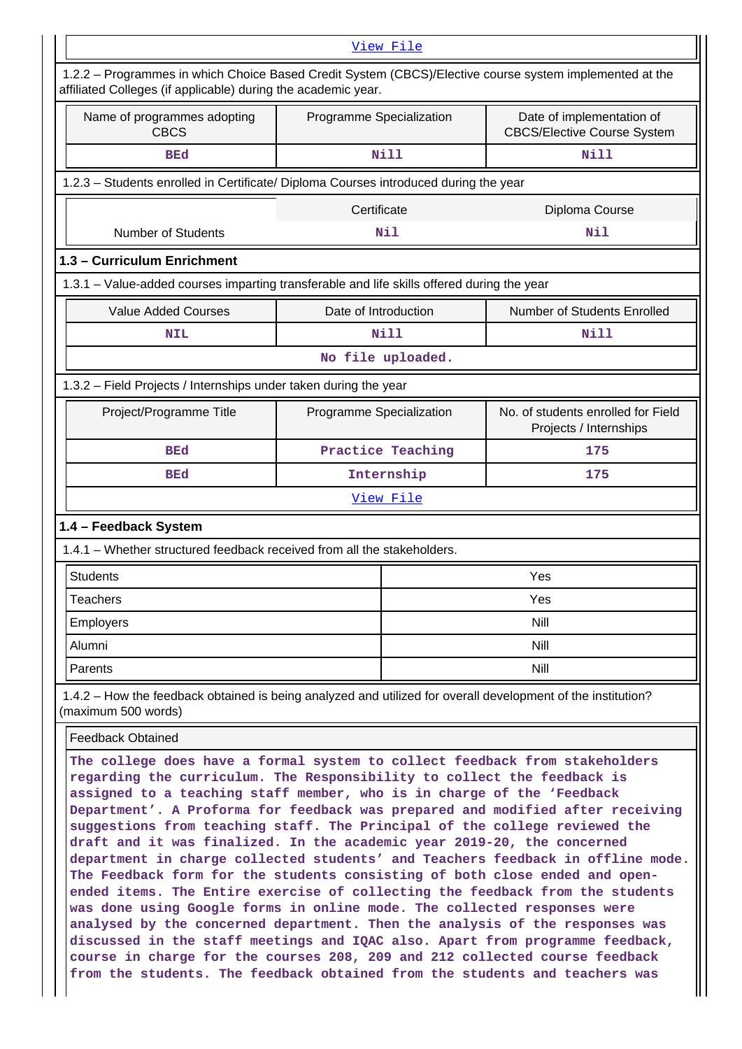[View File]

1.2.2 – Programmes in which Choice Based Credit System (CBCS)/Elective course system implemented at the affiliated Colleges (if applicable) during the academic year.

| Name of programmes adopting CBCS | Programme Specialization | Date of implementation of CBCS/Elective Course System |
|---|---|---|
| BEd | Nill | Nill |

1.2.3 – Students enrolled in Certificate/ Diploma Courses introduced during the year

| | Certificate | Diploma Course |
|---|---|---|
| Number of Students | Nil | Nil |

### 1.3 – Curriculum Enrichment

1.3.1 – Value-added courses imparting transferable and life skills offered during the year

| Value Added Courses | Date of Introduction | Number of Students Enrolled |
|---|---|---|
| NIL | Nill | Nill |
| No file uploaded. | | |

1.3.2 – Field Projects / Internships under taken during the year

| Project/Programme Title | Programme Specialization | No. of students enrolled for Field Projects / Internships |
|---|---|---|
| BEd | Practice Teaching | 175 |
| BEd | Internship | 175 |
| [View File] | | |

### 1.4 – Feedback System

1.4.1 – Whether structured feedback received from all the stakeholders.

| | |
|---|---|
| Students | Yes |
| Teachers | Yes |
| Employers | Nill |
| Alumni | Nill |
| Parents | Nill |

1.4.2 – How the feedback obtained is being analyzed and utilized for overall development of the institution? (maximum 500 words)

Feedback Obtained

The college does have a formal system to collect feedback from stakeholders regarding the curriculum. The Responsibility to collect the feedback is assigned to a teaching staff member, who is in charge of the 'Feedback Department'. A Proforma for feedback was prepared and modified after receiving suggestions from teaching staff. The Principal of the college reviewed the draft and it was finalized. In the academic year 2019-20, the concerned department in charge collected students' and Teachers feedback in offline mode. The Feedback form for the students consisting of both close ended and open-ended items. The Entire exercise of collecting the feedback from the students was done using Google forms in online mode. The collected responses were analysed by the concerned department. Then the analysis of the responses was discussed in the staff meetings and IQAC also. Apart from programme feedback, course in charge for the courses 208, 209 and 212 collected course feedback from the students. The feedback obtained from the students and teachers was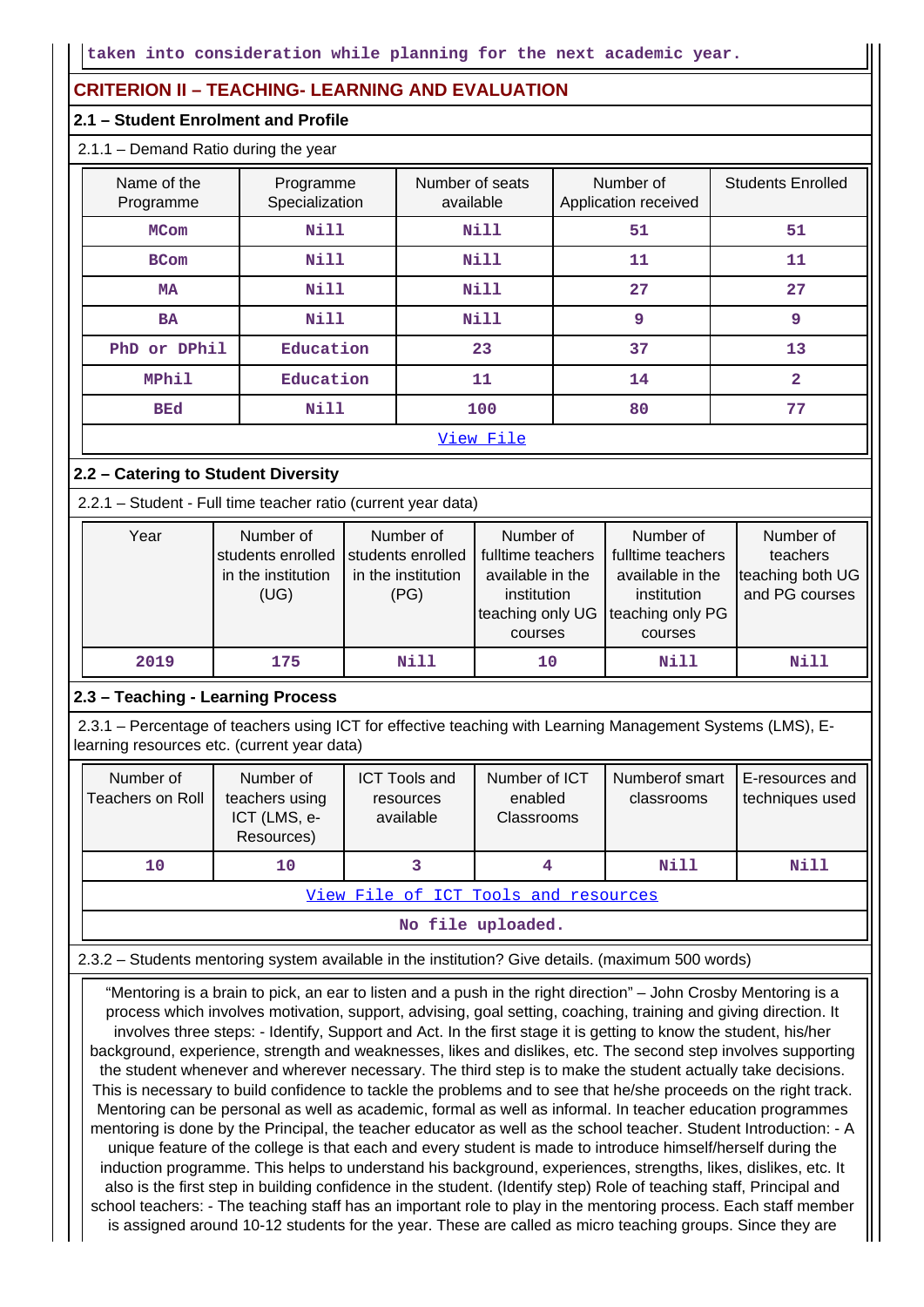taken into consideration while planning for the next academic year.

## CRITERION II – TEACHING- LEARNING AND EVALUATION

### 2.1 – Student Enrolment and Profile

2.1.1 – Demand Ratio during the year

| Name of the Programme | Programme Specialization | Number of seats available | Number of Application received | Students Enrolled |
|---|---|---|---|---|
| MCom | Nill | Nill | 51 | 51 |
| BCom | Nill | Nill | 11 | 11 |
| MA | Nill | Nill | 27 | 27 |
| BA | Nill | Nill | 9 | 9 |
| PhD or DPhil | Education | 23 | 37 | 13 |
| MPhil | Education | 11 | 14 | 2 |
| BEd | Nill | 100 | 80 | 77 |
| View File | | | | |

### 2.2 – Catering to Student Diversity

2.2.1 – Student - Full time teacher ratio (current year data)

| Year | Number of students enrolled in the institution (UG) | Number of students enrolled in the institution (PG) | Number of fulltime teachers available in the institution teaching only UG courses | Number of fulltime teachers available in the institution teaching only PG courses | Number of teachers teaching both UG and PG courses |
|---|---|---|---|---|---|
| 2019 | 175 | Nill | 10 | Nill | Nill |

### 2.3 – Teaching - Learning Process

2.3.1 – Percentage of teachers using ICT for effective teaching with Learning Management Systems (LMS), E-learning resources etc. (current year data)

| Number of Teachers on Roll | Number of teachers using ICT (LMS, e-Resources) | ICT Tools and resources available | Number of ICT enabled Classrooms | Numberof smart classrooms | E-resources and techniques used |
|---|---|---|---|---|---|
| 10 | 10 | 3 | 4 | Nill | Nill |
| View File of ICT Tools and resources | | | | | |
| No file uploaded. | | | | | |

2.3.2 – Students mentoring system available in the institution? Give details. (maximum 500 words)

"Mentoring is a brain to pick, an ear to listen and a push in the right direction" – John Crosby Mentoring is a process which involves motivation, support, advising, goal setting, coaching, training and giving direction. It involves three steps: - Identify, Support and Act. In the first stage it is getting to know the student, his/her background, experience, strength and weaknesses, likes and dislikes, etc. The second step involves supporting the student whenever and wherever necessary. The third step is to make the student actually take decisions. This is necessary to build confidence to tackle the problems and to see that he/she proceeds on the right track. Mentoring can be personal as well as academic, formal as well as informal. In teacher education programmes mentoring is done by the Principal, the teacher educator as well as the school teacher. Student Introduction: - A unique feature of the college is that each and every student is made to introduce himself/herself during the induction programme. This helps to understand his background, experiences, strengths, likes, dislikes, etc. It also is the first step in building confidence in the student. (Identify step) Role of teaching staff, Principal and school teachers: - The teaching staff has an important role to play in the mentoring process. Each staff member is assigned around 10-12 students for the year. These are called as micro teaching groups. Since they are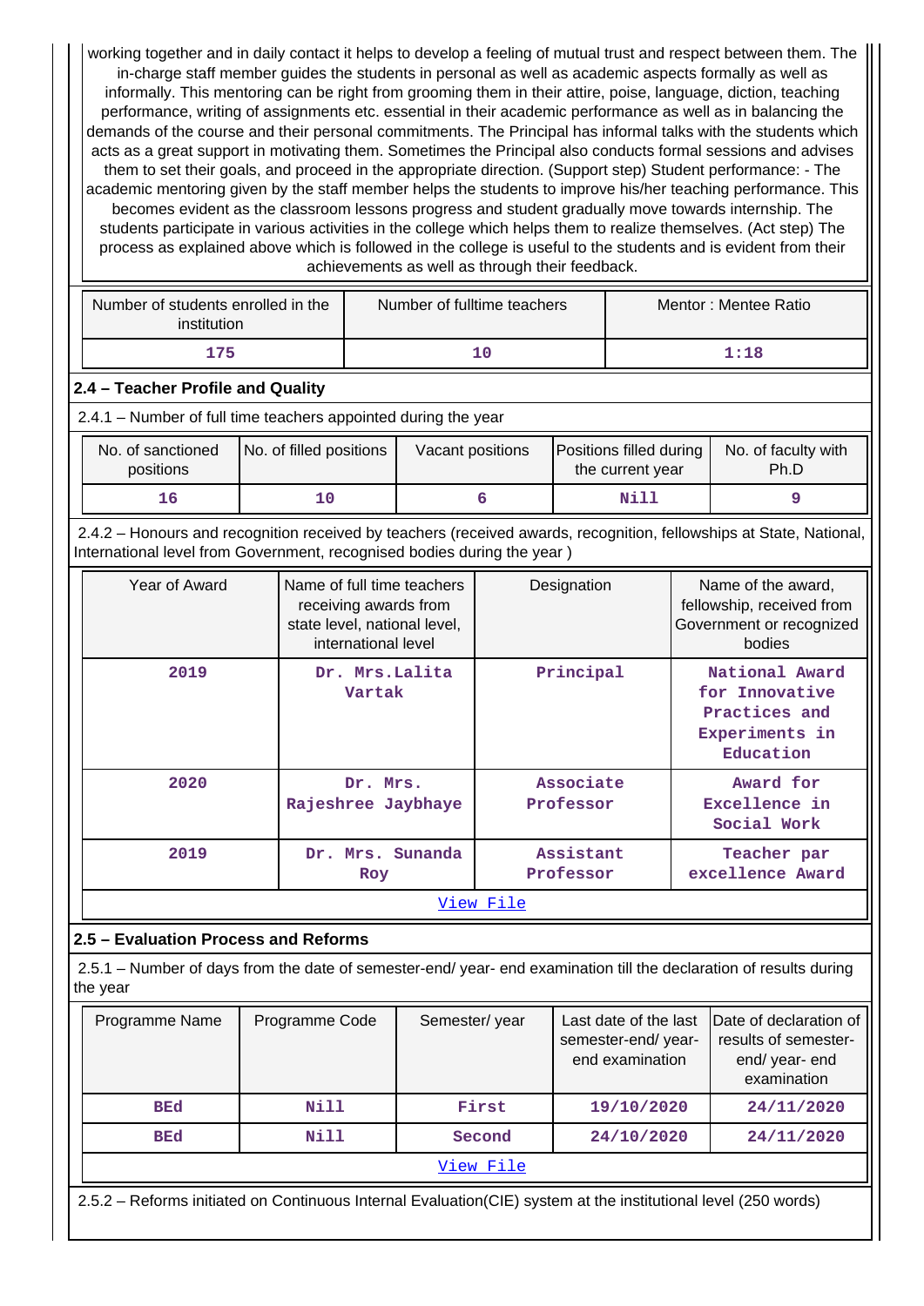working together and in daily contact it helps to develop a feeling of mutual trust and respect between them. The in-charge staff member guides the students in personal as well as academic aspects formally as well as informally. This mentoring can be right from grooming them in their attire, poise, language, diction, teaching performance, writing of assignments etc. essential in their academic performance as well as in balancing the demands of the course and their personal commitments. The Principal has informal talks with the students which acts as a great support in motivating them. Sometimes the Principal also conducts formal sessions and advises them to set their goals, and proceed in the appropriate direction. (Support step) Student performance: - The academic mentoring given by the staff member helps the students to improve his/her teaching performance. This becomes evident as the classroom lessons progress and student gradually move towards internship. The students participate in various activities in the college which helps them to realize themselves. (Act step) The process as explained above which is followed in the college is useful to the students and is evident from their achievements as well as through their feedback.

| Number of students enrolled in the institution | Number of fulltime teachers | Mentor : Mentee Ratio |
|---|---|---|
| 175 | 10 | 1:18 |

## 2.4 – Teacher Profile and Quality

2.4.1 – Number of full time teachers appointed during the year

| No. of sanctioned positions | No. of filled positions | Vacant positions | Positions filled during the current year | No. of faculty with Ph.D |
|---|---|---|---|---|
| 16 | 10 | 6 | Nill | 9 |

2.4.2 – Honours and recognition received by teachers (received awards, recognition, fellowships at State, National, International level from Government, recognised bodies during the year )

| Year of Award | Name of full time teachers receiving awards from state level, national level, international level | Designation | Name of the award, fellowship, received from Government or recognized bodies |
|---|---|---|---|
| 2019 | Dr. Mrs.Lalita Vartak | Principal | National Award for Innovative Practices and Experiments in Education |
| 2020 | Dr. Mrs. Rajeshree Jaybhaye | Associate Professor | Award for Excellence in Social Work |
| 2019 | Dr. Mrs. Sunanda Roy | Assistant Professor | Teacher par excellence Award |
| View File | | | |

## 2.5 – Evaluation Process and Reforms

2.5.1 – Number of days from the date of semester-end/ year- end examination till the declaration of results during the year

| Programme Name | Programme Code | Semester/ year | Last date of the last semester-end/ year- end examination | Date of declaration of results of semester-end/ year- end examination |
|---|---|---|---|---|
| BEd | Nill | First | 19/10/2020 | 24/11/2020 |
| BEd | Nill | Second | 24/10/2020 | 24/11/2020 |
| View File | | | | |

2.5.2 – Reforms initiated on Continuous Internal Evaluation(CIE) system at the institutional level (250 words)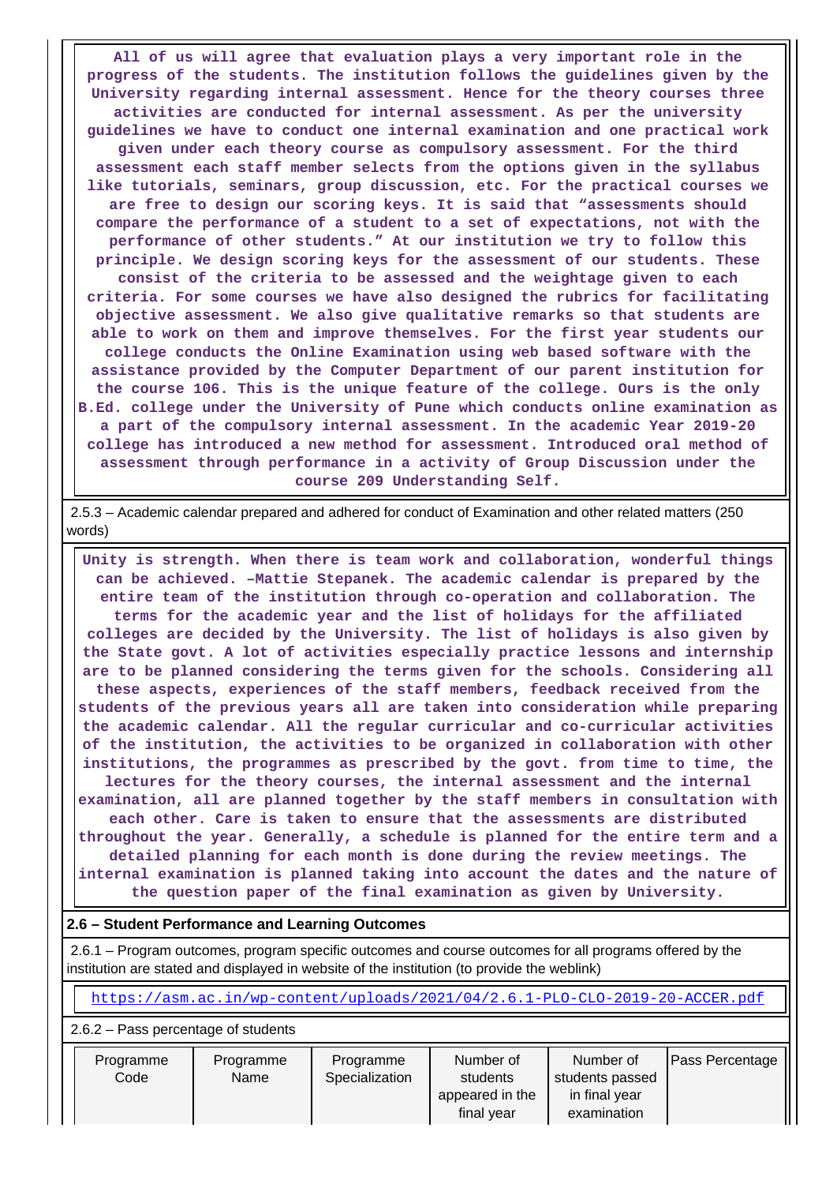All of us will agree that evaluation plays a very important role in the progress of the students. The institution follows the guidelines given by the University regarding internal assessment. Hence for the theory courses three activities are conducted for internal assessment. As per the university guidelines we have to conduct one internal examination and one practical work given under each theory course as compulsory assessment. For the third assessment each staff member selects from the options given in the syllabus like tutorials, seminars, group discussion, etc. For the practical courses we are free to design our scoring keys. It is said that "assessments should compare the performance of a student to a set of expectations, not with the performance of other students." At our institution we try to follow this principle. We design scoring keys for the assessment of our students. These consist of the criteria to be assessed and the weightage given to each criteria. For some courses we have also designed the rubrics for facilitating objective assessment. We also give qualitative remarks so that students are able to work on them and improve themselves. For the first year students our college conducts the Online Examination using web based software with the assistance provided by the Computer Department of our parent institution for the course 106. This is the unique feature of the college. Ours is the only B.Ed. college under the University of Pune which conducts online examination as a part of the compulsory internal assessment. In the academic Year 2019-20 college has introduced a new method for assessment. Introduced oral method of assessment through performance in a activity of Group Discussion under the course 209 Understanding Self.

2.5.3 – Academic calendar prepared and adhered for conduct of Examination and other related matters (250 words)

Unity is strength. When there is team work and collaboration, wonderful things can be achieved. –Mattie Stepanek. The academic calendar is prepared by the entire team of the institution through co-operation and collaboration. The terms for the academic year and the list of holidays for the affiliated colleges are decided by the University. The list of holidays is also given by the State govt. A lot of activities especially practice lessons and internship are to be planned considering the terms given for the schools. Considering all these aspects, experiences of the staff members, feedback received from the students of the previous years all are taken into consideration while preparing the academic calendar. All the regular curricular and co-curricular activities of the institution, the activities to be organized in collaboration with other institutions, the programmes as prescribed by the govt. from time to time, the lectures for the theory courses, the internal assessment and the internal examination, all are planned together by the staff members in consultation with each other. Care is taken to ensure that the assessments are distributed throughout the year. Generally, a schedule is planned for the entire term and a detailed planning for each month is done during the review meetings. The internal examination is planned taking into account the dates and the nature of the question paper of the final examination as given by University.

**2.6 – Student Performance and Learning Outcomes**

2.6.1 – Program outcomes, program specific outcomes and course outcomes for all programs offered by the institution are stated and displayed in website of the institution (to provide the weblink)

https://asm.ac.in/wp-content/uploads/2021/04/2.6.1-PLO-CLO-2019-20-ACCER.pdf

2.6.2 – Pass percentage of students

| Programme Code | Programme Name | Programme Specialization | Number of students appeared in the final year | Number of students passed in final year examination | Pass Percentage |
|---|---|---|---|---|---|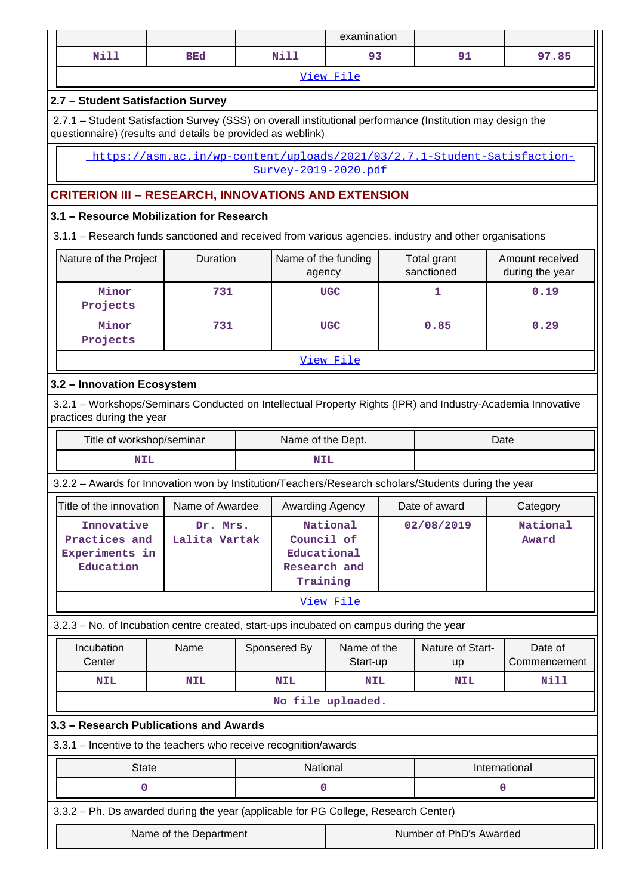| | | | examination | | |
|---|---|---|---|---|---|
| Nill | BEd | Nill | 93 | 91 | 97.85 |

[View File](#)

### 2.7 – Student Satisfaction Survey

2.7.1 – Student Satisfaction Survey (SSS) on overall institutional performance (Institution may design the questionnaire) (results and details be provided as weblink)

https://asm.ac.in/wp-content/uploads/2021/03/2.7.1-Student-Satisfaction-Survey-2019-2020.pdf

## CRITERION III – RESEARCH, INNOVATIONS AND EXTENSION

### 3.1 – Resource Mobilization for Research

3.1.1 – Research funds sanctioned and received from various agencies, industry and other organisations

| Nature of the Project | Duration | Name of the funding agency | Total grant sanctioned | Amount received during the year |
|---|---|---|---|---|
| Minor Projects | 731 | UGC | 1 | 0.19 |
| Minor Projects | 731 | UGC | 0.85 | 0.29 |

[View File](#)

### 3.2 – Innovation Ecosystem

3.2.1 – Workshops/Seminars Conducted on Intellectual Property Rights (IPR) and Industry-Academia Innovative practices during the year

| Title of workshop/seminar | Name of the Dept. | Date |
|---|---|---|
| NIL | NIL | |

3.2.2 – Awards for Innovation won by Institution/Teachers/Research scholars/Students during the year

| Title of the innovation | Name of Awardee | Awarding Agency | Date of award | Category |
|---|---|---|---|---|
| Innovative Practices and Experiments in Education | Dr. Mrs. Lalita Vartak | National Council of Educational Research and Training | 02/08/2019 | National Award |

[View File](#)

3.2.3 – No. of Incubation centre created, start-ups incubated on campus during the year

| Incubation Center | Name | Sponsered By | Name of the Start-up | Nature of Start-up | Date of Commencement |
|---|---|---|---|---|---|
| NIL | NIL | NIL | NIL | NIL | Nill |

No file uploaded.

### 3.3 – Research Publications and Awards

3.3.1 – Incentive to the teachers who receive recognition/awards

| State | National | International |
|---|---|---|
| 0 | 0 | 0 |

3.3.2 – Ph. Ds awarded during the year (applicable for PG College, Research Center)

| Name of the Department | Number of PhD's Awarded |
|---|---|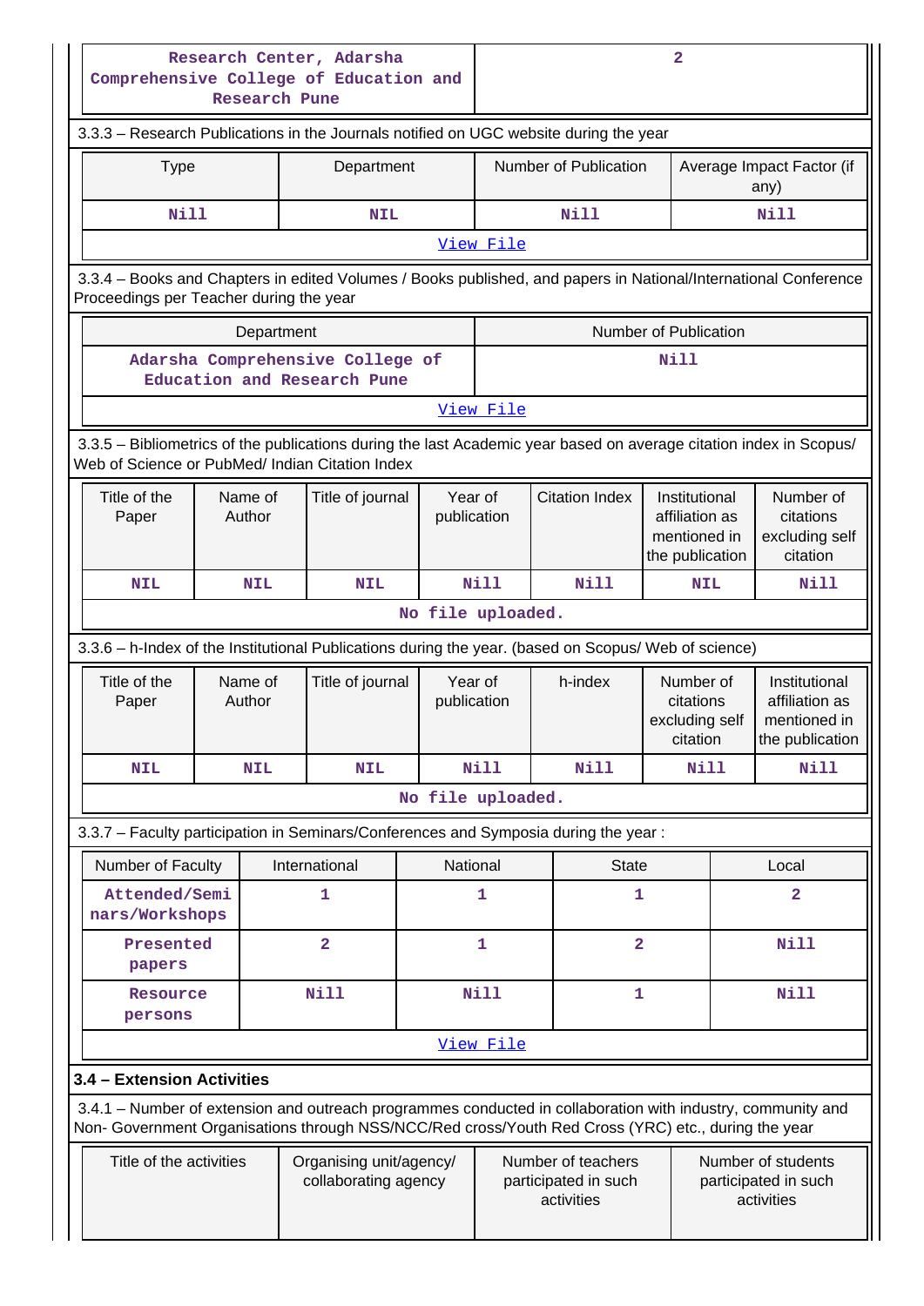| Research Center, Adarsha Comprehensive College of Education and Research Pune | 2 |
|---|---|

3.3.3 – Research Publications in the Journals notified on UGC website during the year

| Type | Department | Number of Publication | Average Impact Factor (if any) |
|---|---|---|---|
| Nill | NIL | Nill | Nill |

View File

3.3.4 – Books and Chapters in edited Volumes / Books published, and papers in National/International Conference Proceedings per Teacher during the year

| Department | Number of Publication |
|---|---|
| Adarsha Comprehensive College of Education and Research Pune | Nill |

View File

3.3.5 – Bibliometrics of the publications during the last Academic year based on average citation index in Scopus/ Web of Science or PubMed/ Indian Citation Index

| Title of the Paper | Name of Author | Title of journal | Year of publication | Citation Index | Institutional affiliation as mentioned in the publication | Number of citations excluding self citation |
|---|---|---|---|---|---|---|
| NIL | NIL | NIL | Nill | Nill | NIL | Nill |

No file uploaded.

3.3.6 – h-Index of the Institutional Publications during the year. (based on Scopus/ Web of science)

| Title of the Paper | Name of Author | Title of journal | Year of publication | h-index | Number of citations excluding self citation | Institutional affiliation as mentioned in the publication |
|---|---|---|---|---|---|---|
| NIL | NIL | NIL | Nill | Nill | Nill | Nill |

No file uploaded.

3.3.7 – Faculty participation in Seminars/Conferences and Symposia during the year :

| Number of Faculty | International | National | State | Local |
|---|---|---|---|---|
| Attended/Seminars/Workshops | 1 | 1 | 1 | 2 |
| Presented papers | 2 | 1 | 2 | Nill |
| Resource persons | Nill | Nill | 1 | Nill |

View File

### 3.4 – Extension Activities

3.4.1 – Number of extension and outreach programmes conducted in collaboration with industry, community and Non- Government Organisations through NSS/NCC/Red cross/Youth Red Cross (YRC) etc., during the year

| Title of the activities | Organising unit/agency/ collaborating agency | Number of teachers participated in such activities | Number of students participated in such activities |
|---|---|---|---|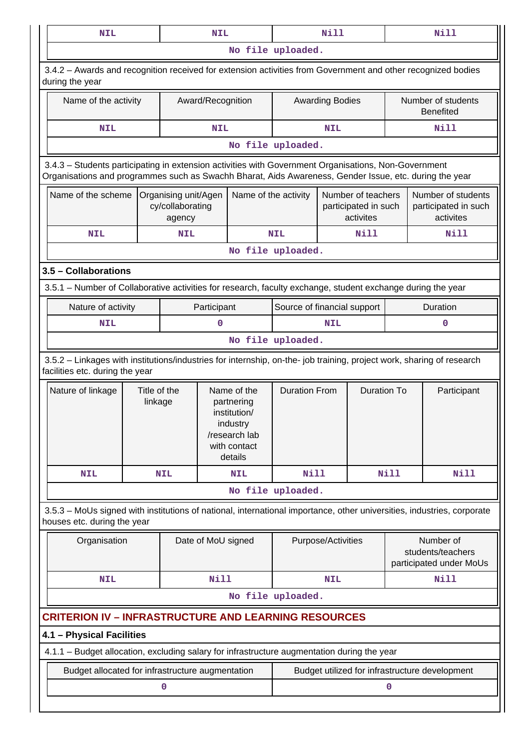| NIL | NIL | Nill | Nill |
|---|---|---|---|
| No file uploaded. | | | |

3.4.2 – Awards and recognition received for extension activities from Government and other recognized bodies during the year

| Name of the activity | Award/Recognition | Awarding Bodies | Number of students Benefited |
|---|---|---|---|
| NIL | NIL | NIL | Nill |
| No file uploaded. | | | |

3.4.3 – Students participating in extension activities with Government Organisations, Non-Government Organisations and programmes such as Swachh Bharat, Aids Awareness, Gender Issue, etc. during the year

| Name of the scheme | Organising unit/Agency/collaborating agency | Name of the activity | Number of teachers participated in such activites | Number of students participated in such activites |
|---|---|---|---|---|
| NIL | NIL | NIL | Nill | Nill |
| No file uploaded. | | | | |

### 3.5 – Collaborations

3.5.1 – Number of Collaborative activities for research, faculty exchange, student exchange during the year

| Nature of activity | Participant | Source of financial support | Duration |
|---|---|---|---|
| NIL | 0 | NIL | 0 |
| No file uploaded. | | | |

3.5.2 – Linkages with institutions/industries for internship, on-the- job training, project work, sharing of research facilities etc. during the year

| Nature of linkage | Title of the linkage | Name of the partnering institution/ industry /research lab with contact details | Duration From | Duration To | Participant |
|---|---|---|---|---|---|
| NIL | NIL | NIL | Nill | Nill | Nill |
| No file uploaded. | | | | | |

3.5.3 – MoUs signed with institutions of national, international importance, other universities, industries, corporate houses etc. during the year

| Organisation | Date of MoU signed | Purpose/Activities | Number of students/teachers participated under MoUs |
|---|---|---|---|
| NIL | Nill | NIL | Nill |
| No file uploaded. | | | |

## CRITERION IV – INFRASTRUCTURE AND LEARNING RESOURCES

### 4.1 – Physical Facilities

4.1.1 – Budget allocation, excluding salary for infrastructure augmentation during the year

| Budget allocated for infrastructure augmentation | Budget utilized for infrastructure development |
|---|---|
| 0 | 0 |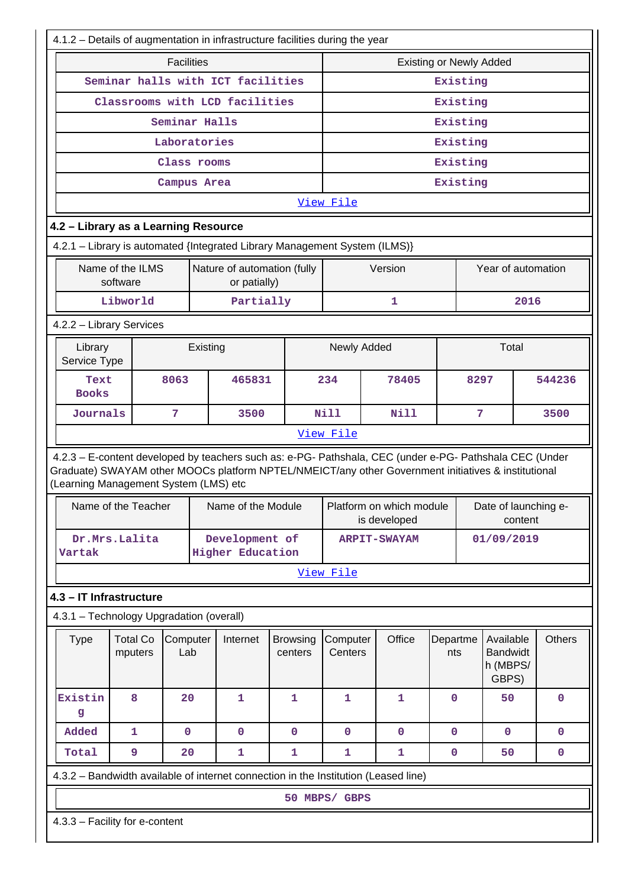4.1.2 – Details of augmentation in infrastructure facilities during the year

| Facilities | Existing or Newly Added |
|---|---|
| Seminar halls with ICT facilities | Existing |
| Classrooms with LCD facilities | Existing |
| Seminar Halls | Existing |
| Laboratories | Existing |
| Class rooms | Existing |
| Campus Area | Existing |
| View File | |

## 4.2 – Library as a Learning Resource

4.2.1 – Library is automated {Integrated Library Management System (ILMS)}

| Name of the ILMS software | Nature of automation (fully or patially) | Version | Year of automation |
|---|---|---|---|
| Libworld | Partially | 1 | 2016 |

4.2.2 – Library Services

| Library Service Type | Existing | | Newly Added | | Total | |
|---|---|---|---|---|---|---|
| Text Books | 8063 | 465831 | 234 | 78405 | 8297 | 544236 |
| Journals | 7 | 3500 | Nill | Nill | 7 | 3500 |
| View File | | | | | | |

4.2.3 – E-content developed by teachers such as: e-PG- Pathshala, CEC (under e-PG- Pathshala CEC (Under Graduate) SWAYAM other MOOCs platform NPTEL/NMEICT/any other Government initiatives & institutional (Learning Management System (LMS) etc

| Name of the Teacher | Name of the Module | Platform on which module is developed | Date of launching e-content |
|---|---|---|---|
| Dr.Mrs.Lalita Vartak | Development of Higher Education | ARPIT-SWAYAM | 01/09/2019 |
| View File | | | |

## 4.3 – IT Infrastructure

4.3.1 – Technology Upgradation (overall)

| Type | Total Computers | Computer Lab | Internet | Browsing centers | Computer Centers | Office | Departments | Available Bandwidth (MBPS/ GBPS) | Others |
|---|---|---|---|---|---|---|---|---|---|
| Existing | 8 | 20 | 1 | 1 | 1 | 1 | 0 | 50 | 0 |
| Added | 1 | 0 | 0 | 0 | 0 | 0 | 0 | 0 | 0 |
| Total | 9 | 20 | 1 | 1 | 1 | 1 | 0 | 50 | 0 |

4.3.2 – Bandwidth available of internet connection in the Institution (Leased line)

50 MBPS/ GBPS

4.3.3 – Facility for e-content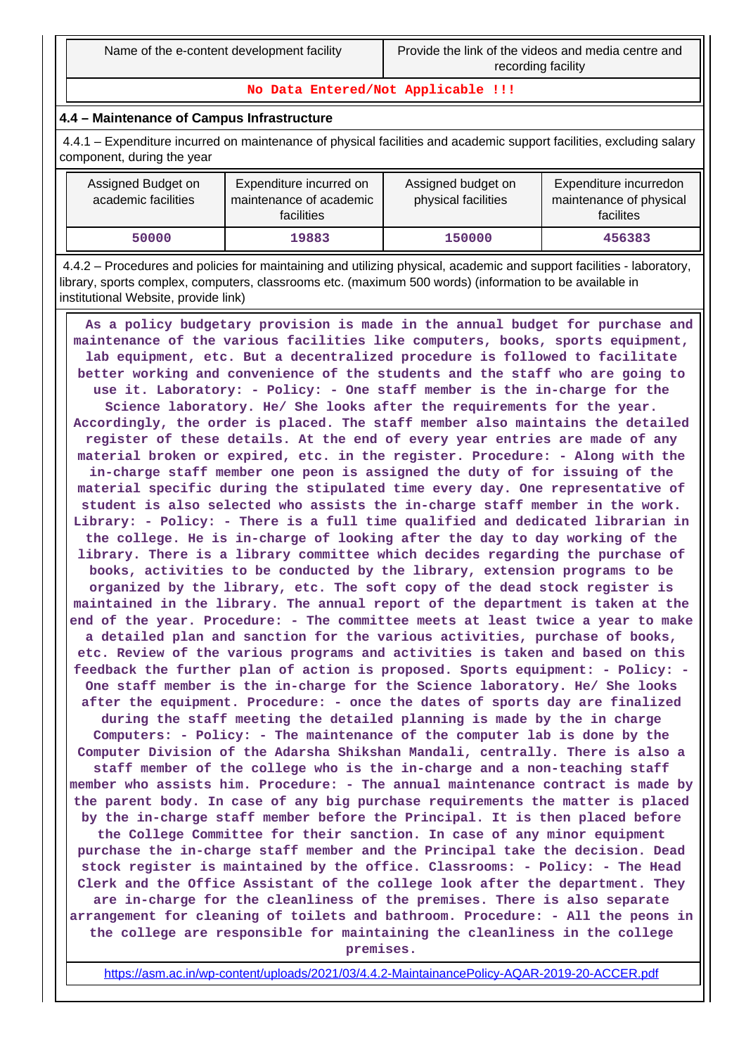| Name of the e-content development facility | Provide the link of the videos and media centre and recording facility |
|---|---|
| **No Data Entered/Not Applicable !!!** | |

### 4.4 – Maintenance of Campus Infrastructure

4.4.1 – Expenditure incurred on maintenance of physical facilities and academic support facilities, excluding salary component, during the year

| Assigned Budget on academic facilities | Expenditure incurred on maintenance of academic facilities | Assigned budget on physical facilities | Expenditure incurredon maintenance of physical facilites |
|---|---|---|---|
| 50000 | 19883 | 150000 | 456383 |

4.4.2 – Procedures and policies for maintaining and utilizing physical, academic and support facilities - laboratory, library, sports complex, computers, classrooms etc. (maximum 500 words) (information to be available in institutional Website, provide link)

**As a policy budgetary provision is made in the annual budget for purchase and maintenance of the various facilities like computers, books, sports equipment, lab equipment, etc. But a decentralized procedure is followed to facilitate better working and convenience of the students and the staff who are going to use it. Laboratory: - Policy: - One staff member is the in-charge for the Science laboratory. He/ She looks after the requirements for the year. Accordingly, the order is placed. The staff member also maintains the detailed register of these details. At the end of every year entries are made of any material broken or expired, etc. in the register. Procedure: - Along with the in-charge staff member one peon is assigned the duty of for issuing of the material specific during the stipulated time every day. One representative of student is also selected who assists the in-charge staff member in the work. Library: - Policy: - There is a full time qualified and dedicated librarian in the college. He is in-charge of looking after the day to day working of the library. There is a library committee which decides regarding the purchase of books, activities to be conducted by the library, extension programs to be organized by the library, etc. The soft copy of the dead stock register is maintained in the library. The annual report of the department is taken at the end of the year. Procedure: - The committee meets at least twice a year to make a detailed plan and sanction for the various activities, purchase of books, etc. Review of the various programs and activities is taken and based on this feedback the further plan of action is proposed. Sports equipment: - Policy: - One staff member is the in-charge for the Science laboratory. He/ She looks after the equipment. Procedure: - once the dates of sports day are finalized during the staff meeting the detailed planning is made by the in charge Computers: - Policy: - The maintenance of the computer lab is done by the Computer Division of the Adarsha Shikshan Mandali, centrally. There is also a staff member of the college who is the in-charge and a non-teaching staff member who assists him. Procedure: - The annual maintenance contract is made by the parent body. In case of any big purchase requirements the matter is placed by the in-charge staff member before the Principal. It is then placed before the College Committee for their sanction. In case of any minor equipment purchase the in-charge staff member and the Principal take the decision. Dead stock register is maintained by the office. Classrooms: - Policy: - The Head Clerk and the Office Assistant of the college look after the department. They are in-charge for the cleanliness of the premises. There is also separate arrangement for cleaning of toilets and bathroom. Procedure: - All the peons in the college are responsible for maintaining the cleanliness in the college premises.**

https://asm.ac.in/wp-content/uploads/2021/03/4.4.2-MaintainancePolicy-AQAR-2019-20-ACCER.pdf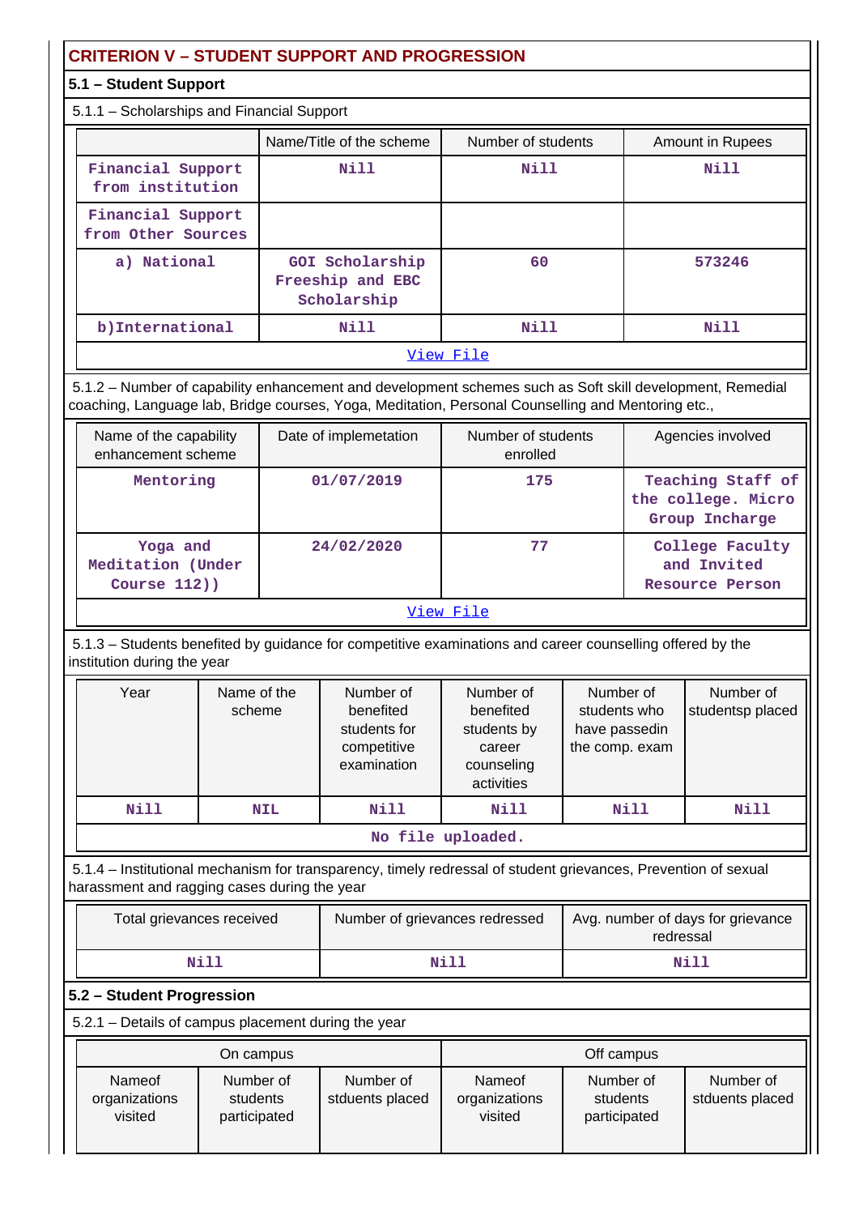## CRITERION V – STUDENT SUPPORT AND PROGRESSION

### 5.1 – Student Support

5.1.1 – Scholarships and Financial Support

| | Name/Title of the scheme | Number of students | Amount in Rupees |
|---|---|---|---|
| Financial Support from institution | Nill | Nill | Nill |
| Financial Support from Other Sources | | | |
| a) National | GOI Scholarship Freeship and EBC Scholarship | 60 | 573246 |
| b)International | Nill | Nill | Nill |
| View File | | | |

5.1.2 – Number of capability enhancement and development schemes such as Soft skill development, Remedial coaching, Language lab, Bridge courses, Yoga, Meditation, Personal Counselling and Mentoring etc.,

| Name of the capability enhancement scheme | Date of implemetation | Number of students enrolled | Agencies involved |
|---|---|---|---|
| Mentoring | 01/07/2019 | 175 | Teaching Staff of the college. Micro Group Incharge |
| Yoga and Meditation (Under Course 112)) | 24/02/2020 | 77 | College Faculty and Invited Resource Person |
| View File | | | |

5.1.3 – Students benefited by guidance for competitive examinations and career counselling offered by the institution during the year

| Year | Name of the scheme | Number of benefited students for competitive examination | Number of benefited students by career counseling activities | Number of students who have passedin the comp. exam | Number of studentsp placed |
|---|---|---|---|---|---|
| Nill | NIL | Nill | Nill | Nill | Nill |
| No file uploaded. | | | | | |

5.1.4 – Institutional mechanism for transparency, timely redressal of student grievances, Prevention of sexual harassment and ragging cases during the year

| Total grievances received | Number of grievances redressed | Avg. number of days for grievance redressal |
|---|---|---|
| Nill | Nill | Nill |

### 5.2 – Student Progression

5.2.1 – Details of campus placement during the year

| On campus | | | Off campus | | |
|---|---|---|---|---|---|
| Nameof organizations visited | Number of students participated | Number of stduents placed | Nameof organizations visited | Number of students participated | Number of stduents placed |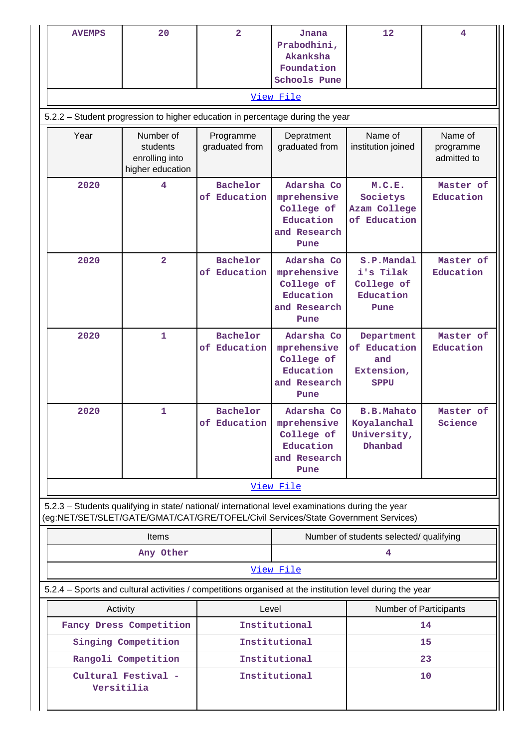| AVEMPS | 20 | 2 | Jnana Prabodhini, Akanksha Foundation Schools Pune | 12 | 4 |
|---|---|---|---|---|---|

View File

5.2.2 – Student progression to higher education in percentage during the year

| Year | Number of students enrolling into higher education | Programme graduated from | Depratment graduated from | Name of institution joined | Name of programme admitted to |
|---|---|---|---|---|---|
| 2020 | 4 | Bachelor of Education | Adarsha Comprehensive College of Education and Research Pune | M.C.E. Societys Azam College of Education | Master of Education |
| 2020 | 2 | Bachelor of Education | Adarsha Comprehensive College of Education and Research Pune | S.P.Mandali's Tilak College of Education Pune | Master of Education |
| 2020 | 1 | Bachelor of Education | Adarsha Comprehensive College of Education and Research Pune | Department of Education and Extension, SPPU | Master of Education |
| 2020 | 1 | Bachelor of Education | Adarsha Comprehensive College of Education and Research Pune | B.B.Mahato Koyalanchal University, Dhanbad | Master of Science |

View File

5.2.3 – Students qualifying in state/ national/ international level examinations during the year (eg:NET/SET/SLET/GATE/GMAT/CAT/GRE/TOFEL/Civil Services/State Government Services)

| Items | Number of students selected/ qualifying |
|---|---|
| Any Other | 4 |

View File

5.2.4 – Sports and cultural activities / competitions organised at the institution level during the year

| Activity | Level | Number of Participants |
|---|---|---|
| Fancy Dress Competition | Institutional | 14 |
| Singing Competition | Institutional | 15 |
| Rangoli Competition | Institutional | 23 |
| Cultural Festival - Versitilia | Institutional | 10 |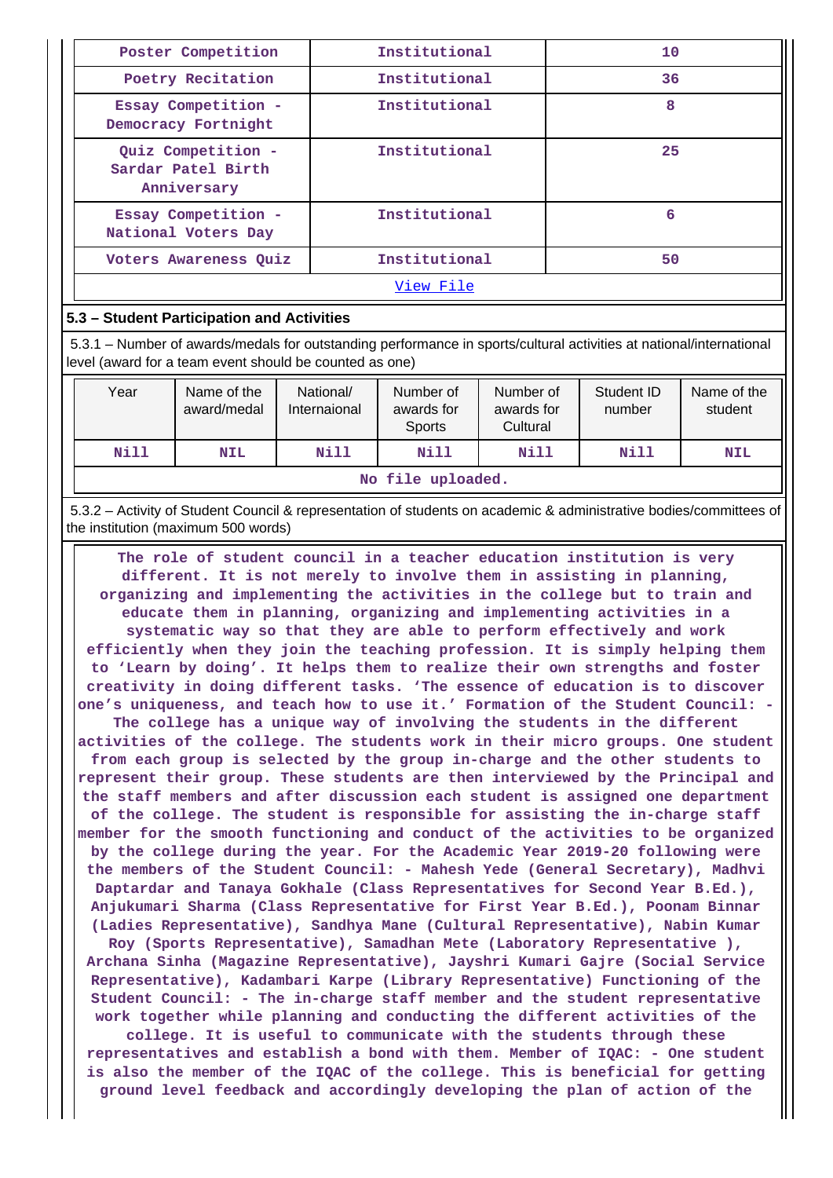| | | |
|---|---|---|
| Poster Competition | Institutional | 10 |
| Poetry Recitation | Institutional | 36 |
| Essay Competition - Democracy Fortnight | Institutional | 8 |
| Quiz Competition - Sardar Patel Birth Anniversary | Institutional | 25 |
| Essay Competition - National Voters Day | Institutional | 6 |
| Voters Awareness Quiz | Institutional | 50 |
| View File | | |

**5.3 – Student Participation and Activities**

5.3.1 – Number of awards/medals for outstanding performance in sports/cultural activities at national/international level (award for a team event should be counted as one)

| Year | Name of the award/medal | National/ Internaional | Number of awards for Sports | Number of awards for Cultural | Student ID number | Name of the student |
|---|---|---|---|---|---|---|
| Nill | NIL | Nill | Nill | Nill | Nill | NIL |
| No file uploaded. | | | | | | |

5.3.2 – Activity of Student Council & representation of students on academic & administrative bodies/committees of the institution (maximum 500 words)

The role of student council in a teacher education institution is very different. It is not merely to involve them in assisting in planning, organizing and implementing the activities in the college but to train and educate them in planning, organizing and implementing activities in a systematic way so that they are able to perform effectively and work efficiently when they join the teaching profession. It is simply helping them to 'Learn by doing'. It helps them to realize their own strengths and foster creativity in doing different tasks. 'The essence of education is to discover one's uniqueness, and teach how to use it.' Formation of the Student Council: - The college has a unique way of involving the students in the different activities of the college. The students work in their micro groups. One student from each group is selected by the group in-charge and the other students to represent their group. These students are then interviewed by the Principal and the staff members and after discussion each student is assigned one department of the college. The student is responsible for assisting the in-charge staff member for the smooth functioning and conduct of the activities to be organized by the college during the year. For the Academic Year 2019-20 following were the members of the Student Council: - Mahesh Yede (General Secretary), Madhvi Daptardar and Tanaya Gokhale (Class Representatives for Second Year B.Ed.), Anjukumari Sharma (Class Representative for First Year B.Ed.), Poonam Binnar (Ladies Representative), Sandhya Mane (Cultural Representative), Nabin Kumar Roy (Sports Representative), Samadhan Mete (Laboratory Representative ), Archana Sinha (Magazine Representative), Jayshri Kumari Gajre (Social Service Representative), Kadambari Karpe (Library Representative) Functioning of the Student Council: - The in-charge staff member and the student representative work together while planning and conducting the different activities of the college. It is useful to communicate with the students through these representatives and establish a bond with them. Member of IQAC: - One student is also the member of the IQAC of the college. This is beneficial for getting ground level feedback and accordingly developing the plan of action of the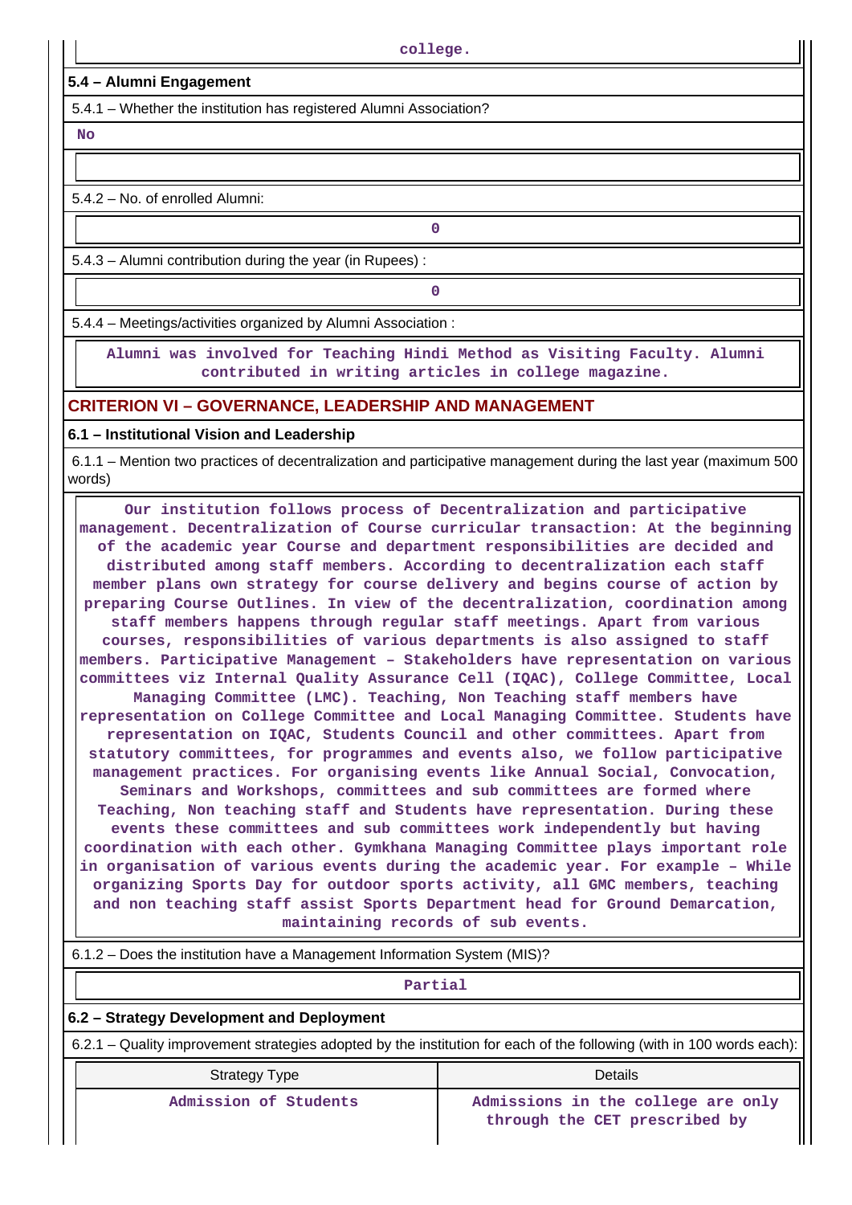college.

### 5.4 – Alumni Engagement

5.4.1 – Whether the institution has registered Alumni Association?

No

5.4.2 – No. of enrolled Alumni:

0

5.4.3 – Alumni contribution during the year (in Rupees) :

0

5.4.4 – Meetings/activities organized by Alumni Association :

Alumni was involved for Teaching Hindi Method as Visiting Faculty. Alumni contributed in writing articles in college magazine.

## CRITERION VI – GOVERNANCE, LEADERSHIP AND MANAGEMENT

### 6.1 – Institutional Vision and Leadership

6.1.1 – Mention two practices of decentralization and participative management during the last year (maximum 500 words)

Our institution follows process of Decentralization and participative management. Decentralization of Course curricular transaction: At the beginning of the academic year Course and department responsibilities are decided and distributed among staff members. According to decentralization each staff member plans own strategy for course delivery and begins course of action by preparing Course Outlines. In view of the decentralization, coordination among staff members happens through regular staff meetings. Apart from various courses, responsibilities of various departments is also assigned to staff members. Participative Management – Stakeholders have representation on various committees viz Internal Quality Assurance Cell (IQAC), College Committee, Local Managing Committee (LMC). Teaching, Non Teaching staff members have representation on College Committee and Local Managing Committee. Students have representation on IQAC, Students Council and other committees. Apart from statutory committees, for programmes and events also, we follow participative management practices. For organising events like Annual Social, Convocation, Seminars and Workshops, committees and sub committees are formed where Teaching, Non teaching staff and Students have representation. During these events these committees and sub committees work independently but having coordination with each other. Gymkhana Managing Committee plays important role in organisation of various events during the academic year. For example – While organizing Sports Day for outdoor sports activity, all GMC members, teaching and non teaching staff assist Sports Department head for Ground Demarcation, maintaining records of sub events.

6.1.2 – Does the institution have a Management Information System (MIS)?

Partial

### 6.2 – Strategy Development and Deployment

6.2.1 – Quality improvement strategies adopted by the institution for each of the following (with in 100 words each):

| Strategy Type | Details |
|---|---|
| Admission of Students | Admissions in the college are only through the CET prescribed by |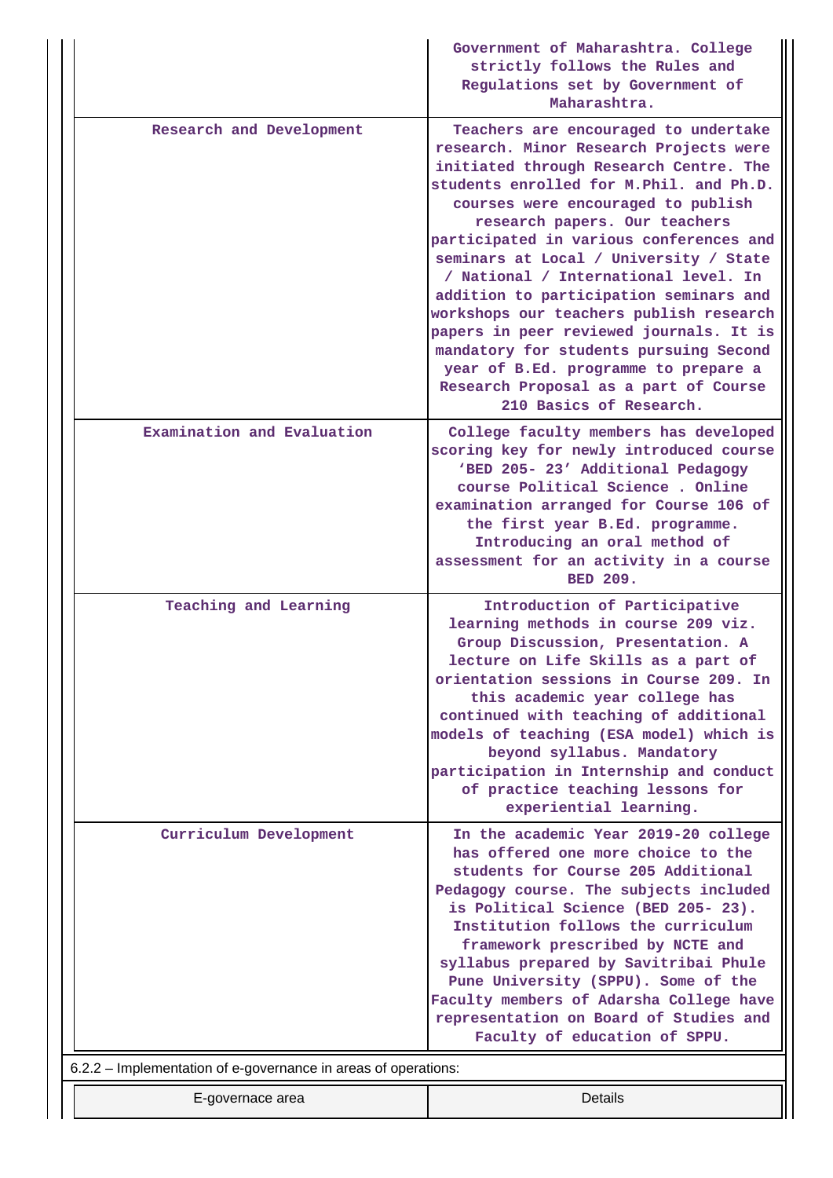| | |
|---|---|
| | Government of Maharashtra. College strictly follows the Rules and Regulations set by Government of Maharashtra. |
| Research and Development | Teachers are encouraged to undertake research. Minor Research Projects were initiated through Research Centre. The students enrolled for M.Phil. and Ph.D. courses were encouraged to publish research papers. Our teachers participated in various conferences and seminars at Local / University / State / National / International level. In addition to participation seminars and workshops our teachers publish research papers in peer reviewed journals. It is mandatory for students pursuing Second year of B.Ed. programme to prepare a Research Proposal as a part of Course 210 Basics of Research. |
| Examination and Evaluation | College faculty members has developed scoring key for newly introduced course 'BED 205- 23' Additional Pedagogy course Political Science . Online examination arranged for Course 106 of the first year B.Ed. programme. Introducing an oral method of assessment for an activity in a course BED 209. |
| Teaching and Learning | Introduction of Participative learning methods in course 209 viz. Group Discussion, Presentation. A lecture on Life Skills as a part of orientation sessions in Course 209. In this academic year college has continued with teaching of additional models of teaching (ESA model) which is beyond syllabus. Mandatory participation in Internship and conduct of practice teaching lessons for experiential learning. |
| Curriculum Development | In the academic Year 2019-20 college has offered one more choice to the students for Course 205 Additional Pedagogy course. The subjects included is Political Science (BED 205- 23). Institution follows the curriculum framework prescribed by NCTE and syllabus prepared by Savitribai Phule Pune University (SPPU). Some of the Faculty members of Adarsha College have representation on Board of Studies and Faculty of education of SPPU. |

6.2.2 – Implementation of e-governance in areas of operations:

| E-governace area | Details |
|---|---|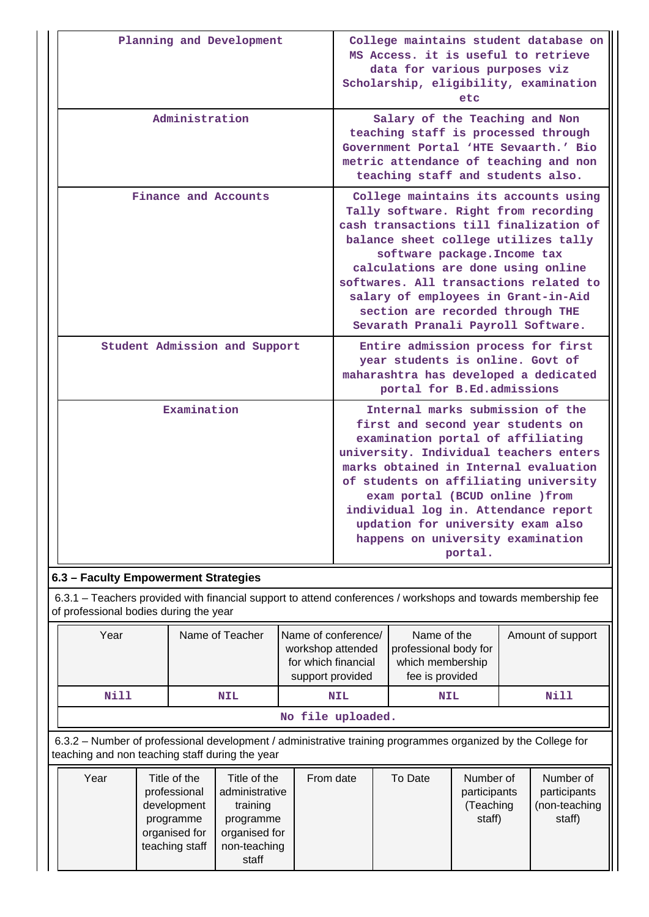| | |
|---|---|
| Planning and Development | College maintains student database on MS Access. it is useful to retrieve data for various purposes viz Scholarship, eligibility, examination etc |
| Administration | Salary of the Teaching and Non teaching staff is processed through Government Portal 'HTE Sevaarth.' Bio metric attendance of teaching and non teaching staff and students also. |
| Finance and Accounts | College maintains its accounts using Tally software. Right from recording cash transactions till finalization of balance sheet college utilizes tally software package.Income tax calculations are done using online softwares. All transactions related to salary of employees in Grant-in-Aid section are recorded through THE Sevarath Pranali Payroll Software. |
| Student Admission and Support | Entire admission process for first year students is online. Govt of maharashtra has developed a dedicated portal for B.Ed.admissions |
| Examination | Internal marks submission of the first and second year students on examination portal of affiliating university. Individual teachers enters marks obtained in Internal evaluation of students on affiliating university exam portal (BCUD online )from individual log in. Attendance report updation for university exam also happens on university examination portal. |

### 6.3 – Faculty Empowerment Strategies

6.3.1 – Teachers provided with financial support to attend conferences / workshops and towards membership fee of professional bodies during the year

| Year | Name of Teacher | Name of conference/ workshop attended for which financial support provided | Name of the professional body for which membership fee is provided | Amount of support |
|---|---|---|---|---|
| Nill | NIL | NIL | NIL | Nill |
| No file uploaded. | | | | |

6.3.2 – Number of professional development / administrative training programmes organized by the College for teaching and non teaching staff during the year

| Year | Title of the professional development programme organised for teaching staff | Title of the administrative training programme organised for non-teaching staff | From date | To Date | Number of participants (Teaching staff) | Number of participants (non-teaching staff) |
|---|---|---|---|---|---|---|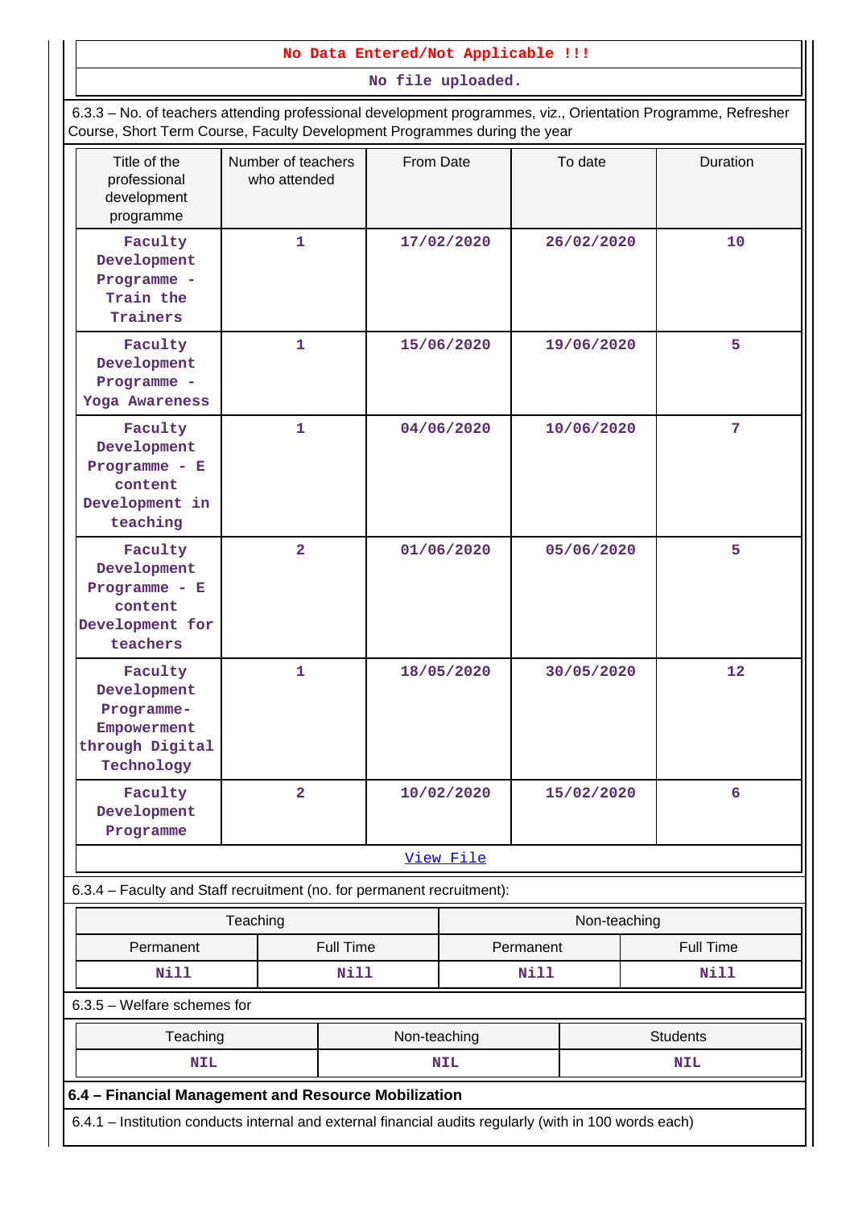No Data Entered/Not Applicable !!!

No file uploaded.

6.3.3 – No. of teachers attending professional development programmes, viz., Orientation Programme, Refresher Course, Short Term Course, Faculty Development Programmes during the year

| Title of the professional development programme | Number of teachers who attended | From Date | To date | Duration |
|---|---|---|---|---|
| Faculty Development Programme - Train the Trainers | 1 | 17/02/2020 | 26/02/2020 | 10 |
| Faculty Development Programme - Yoga Awareness | 1 | 15/06/2020 | 19/06/2020 | 5 |
| Faculty Development Programme - E content Development in teaching | 1 | 04/06/2020 | 10/06/2020 | 7 |
| Faculty Development Programme - E content Development for teachers | 2 | 01/06/2020 | 05/06/2020 | 5 |
| Faculty Development Programme- Empowerment through Digital Technology | 1 | 18/05/2020 | 30/05/2020 | 12 |
| Faculty Development Programme | 2 | 10/02/2020 | 15/02/2020 | 6 |

View File

6.3.4 – Faculty and Staff recruitment (no. for permanent recruitment):

| Teaching | | Non-teaching | |
|---|---|---|---|
| Permanent | Full Time | Permanent | Full Time |
| Nill | Nill | Nill | Nill |

6.3.5 – Welfare schemes for

| Teaching | Non-teaching | Students |
|---|---|---|
| NIL | NIL | NIL |

**6.4 – Financial Management and Resource Mobilization**

6.4.1 – Institution conducts internal and external financial audits regularly (with in 100 words each)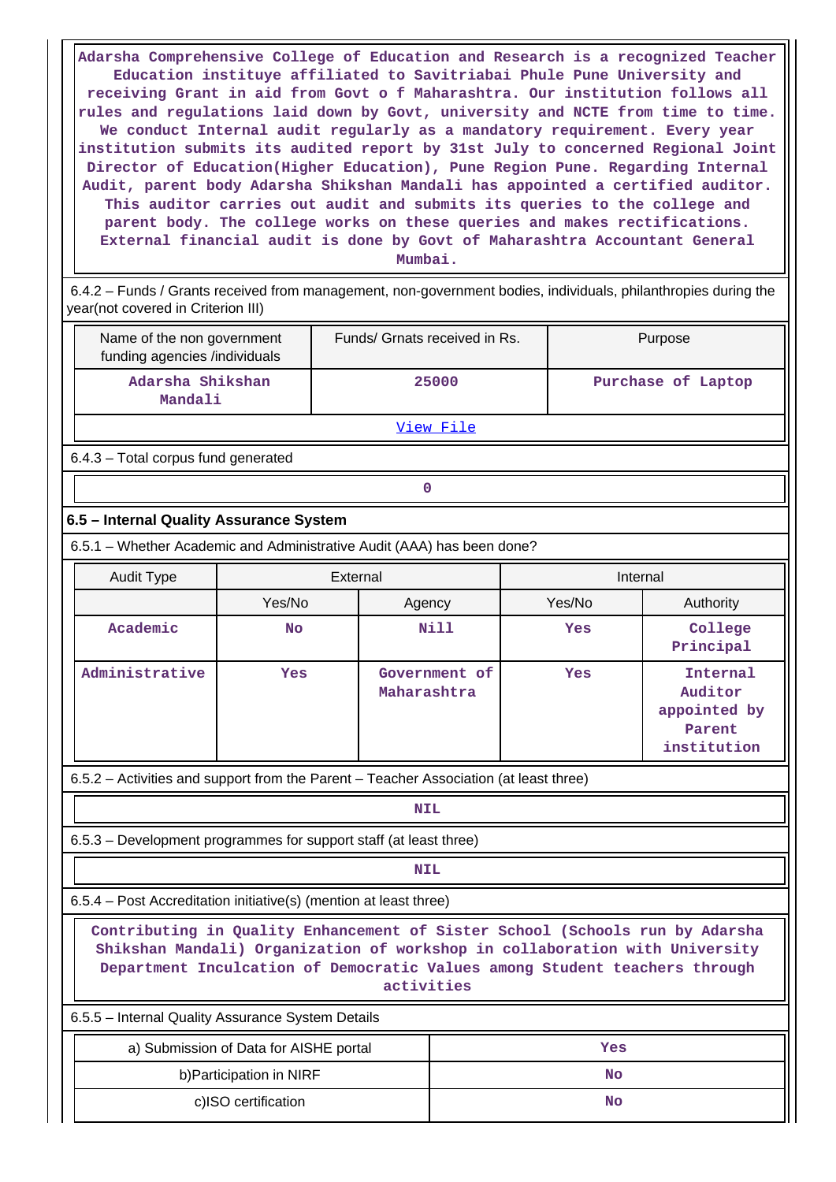Adarsha Comprehensive College of Education and Research is a recognized Teacher Education instituye affiliated to Savitriabai Phule Pune University and receiving Grant in aid from Govt o f Maharashtra. Our institution follows all rules and regulations laid down by Govt, university and NCTE from time to time. We conduct Internal audit regularly as a mandatory requirement. Every year institution submits its audited report by 31st July to concerned Regional Joint Director of Education(Higher Education), Pune Region Pune. Regarding Internal Audit, parent body Adarsha Shikshan Mandali has appointed a certified auditor. This auditor carries out audit and submits its queries to the college and parent body. The college works on these queries and makes rectifications. External financial audit is done by Govt of Maharashtra Accountant General Mumbai.

6.4.2 – Funds / Grants received from management, non-government bodies, individuals, philanthropies during the year(not covered in Criterion III)

| Name of the non government funding agencies /individuals | Funds/ Grnats received in Rs. | Purpose |
|---|---|---|
| Adarsha Shikshan Mandali | 25000 | Purchase of Laptop |

View File

6.4.3 – Total corpus fund generated

0

### 6.5 – Internal Quality Assurance System

6.5.1 – Whether Academic and Administrative Audit (AAA) has been done?

| Audit Type | External | | Internal | |
|---|---|---|---|---|
| | Yes/No | Agency | Yes/No | Authority |
| Academic | No | Nill | Yes | College Principal |
| Administrative | Yes | Government of Maharashtra | Yes | Internal Auditor appointed by Parent institution |

6.5.2 – Activities and support from the Parent – Teacher Association (at least three)

NIL

6.5.3 – Development programmes for support staff (at least three)

NIL

6.5.4 – Post Accreditation initiative(s) (mention at least three)

Contributing in Quality Enhancement of Sister School (Schools run by Adarsha Shikshan Mandali) Organization of workshop in collaboration with University Department Inculcation of Democratic Values among Student teachers through activities

6.5.5 – Internal Quality Assurance System Details

| | |
|---|---|
| a) Submission of Data for AISHE portal | Yes |
| b)Participation in NIRF | No |
| c)ISO certification | No |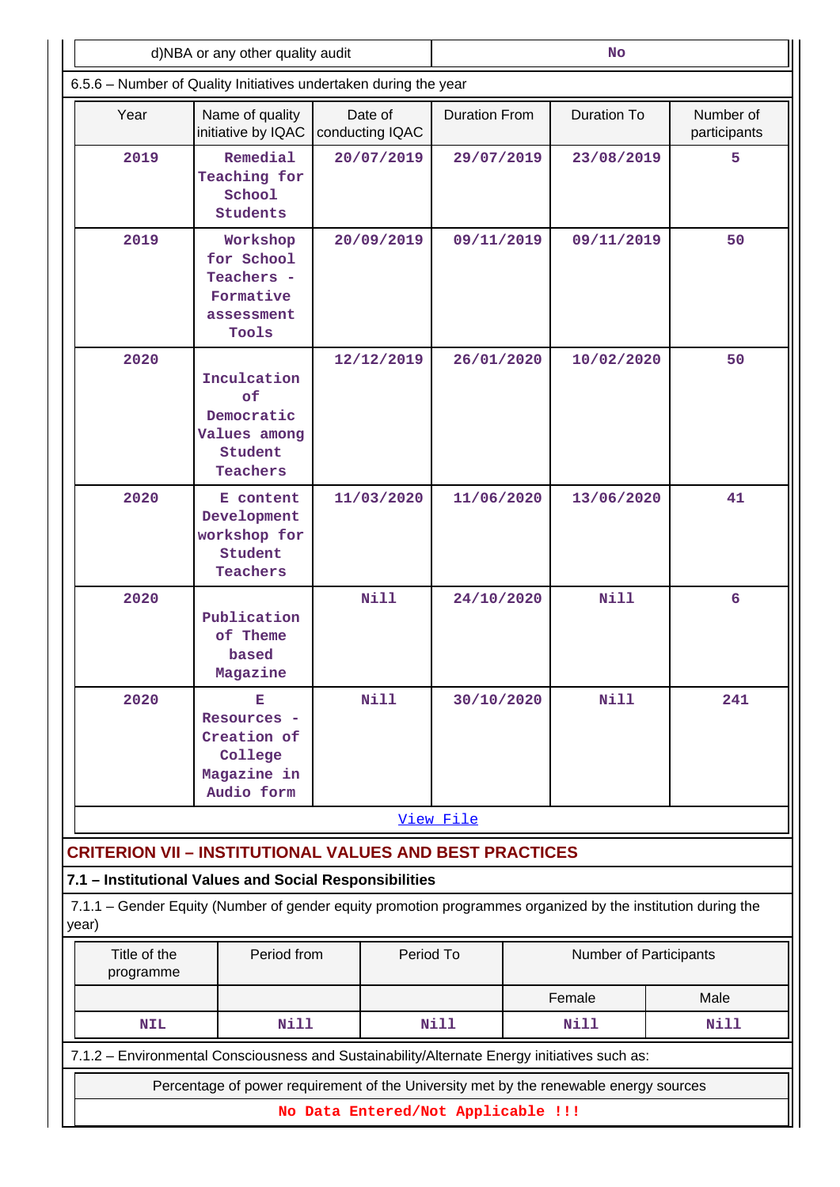| d)NBA or any other quality audit | No |
|---|---|

6.5.6 – Number of Quality Initiatives undertaken during the year

| Year | Name of quality initiative by IQAC | Date of conducting IQAC | Duration From | Duration To | Number of participants |
|---|---|---|---|---|---|
| 2019 | Remedial Teaching for School Students | 20/07/2019 | 29/07/2019 | 23/08/2019 | 5 |
| 2019 | Workshop for School Teachers - Formative assessment Tools | 20/09/2019 | 09/11/2019 | 09/11/2019 | 50 |
| 2020 | Inculcation of Democratic Values among Student Teachers | 12/12/2019 | 26/01/2020 | 10/02/2020 | 50 |
| 2020 | E content Development workshop for Student Teachers | 11/03/2020 | 11/06/2020 | 13/06/2020 | 41 |
| 2020 | Publication of Theme based Magazine | Nill | 24/10/2020 | Nill | 6 |
| 2020 | E Resources - Creation of College Magazine in Audio form | Nill | 30/10/2020 | Nill | 241 |

View File

## CRITERION VII – INSTITUTIONAL VALUES AND BEST PRACTICES

### 7.1 – Institutional Values and Social Responsibilities

7.1.1 – Gender Equity (Number of gender equity promotion programmes organized by the institution during the year)

| Title of the programme | Period from | Period To | Number of Participants | |
|---|---|---|---|---|
| | | | Female | Male |
| NIL | Nill | Nill | Nill | Nill |

7.1.2 – Environmental Consciousness and Sustainability/Alternate Energy initiatives such as:

| Percentage of power requirement of the University met by the renewable energy sources |
|---|
| No Data Entered/Not Applicable !!! |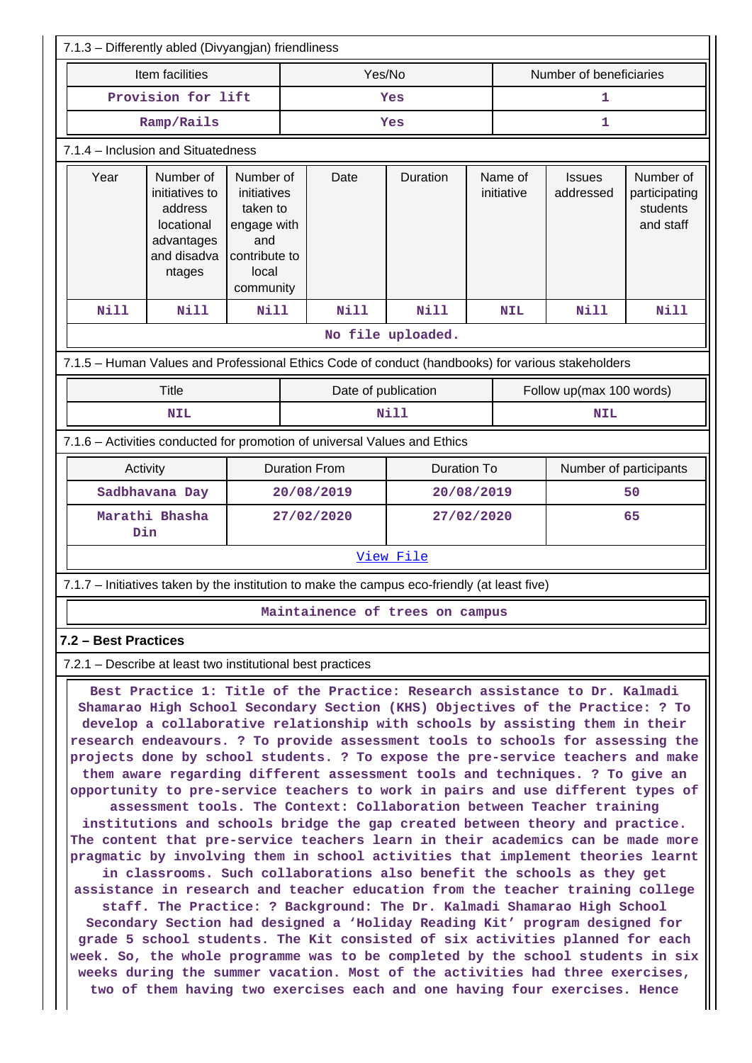7.1.3 – Differently abled (Divyangjan) friendliness

| Item facilities | Yes/No | Number of beneficiaries |
|---|---|---|
| Provision for lift | Yes | 1 |
| Ramp/Rails | Yes | 1 |

7.1.4 – Inclusion and Situatedness

| Year | Number of initiatives to address locational advantages and disadvantages | Number of initiatives taken to engage with and contribute to local community | Date | Duration | Name of initiative | Issues addressed | Number of participating students and staff |
|---|---|---|---|---|---|---|---|
| Nill | Nill | Nill | Nill | Nill | NIL | Nill | Nill |

No file uploaded.

7.1.5 – Human Values and Professional Ethics Code of conduct (handbooks) for various stakeholders

| Title | Date of publication | Follow up(max 100 words) |
|---|---|---|
| NIL | Nill | NIL |

7.1.6 – Activities conducted for promotion of universal Values and Ethics

| Activity | Duration From | Duration To | Number of participants |
|---|---|---|---|
| Sadbhavana Day | 20/08/2019 | 20/08/2019 | 50 |
| Marathi Bhasha Din | 27/02/2020 | 27/02/2020 | 65 |

View File

7.1.7 – Initiatives taken by the institution to make the campus eco-friendly (at least five)

Maintainence of trees on campus

## 7.2 – Best Practices

7.2.1 – Describe at least two institutional best practices

Best Practice 1: Title of the Practice: Research assistance to Dr. Kalmadi Shamarao High School Secondary Section (KHS) Objectives of the Practice: ? To develop a collaborative relationship with schools by assisting them in their research endeavours. ? To provide assessment tools to schools for assessing the projects done by school students. ? To expose the pre-service teachers and make them aware regarding different assessment tools and techniques. ? To give an opportunity to pre-service teachers to work in pairs and use different types of assessment tools. The Context: Collaboration between Teacher training institutions and schools bridge the gap created between theory and practice. The content that pre-service teachers learn in their academics can be made more pragmatic by involving them in school activities that implement theories learnt in classrooms. Such collaborations also benefit the schools as they get assistance in research and teacher education from the teacher training college staff. The Practice: ? Background: The Dr. Kalmadi Shamarao High School Secondary Section had designed a 'Holiday Reading Kit' program designed for grade 5 school students. The Kit consisted of six activities planned for each week. So, the whole programme was to be completed by the school students in six weeks during the summer vacation. Most of the activities had three exercises, two of them having two exercises each and one having four exercises. Hence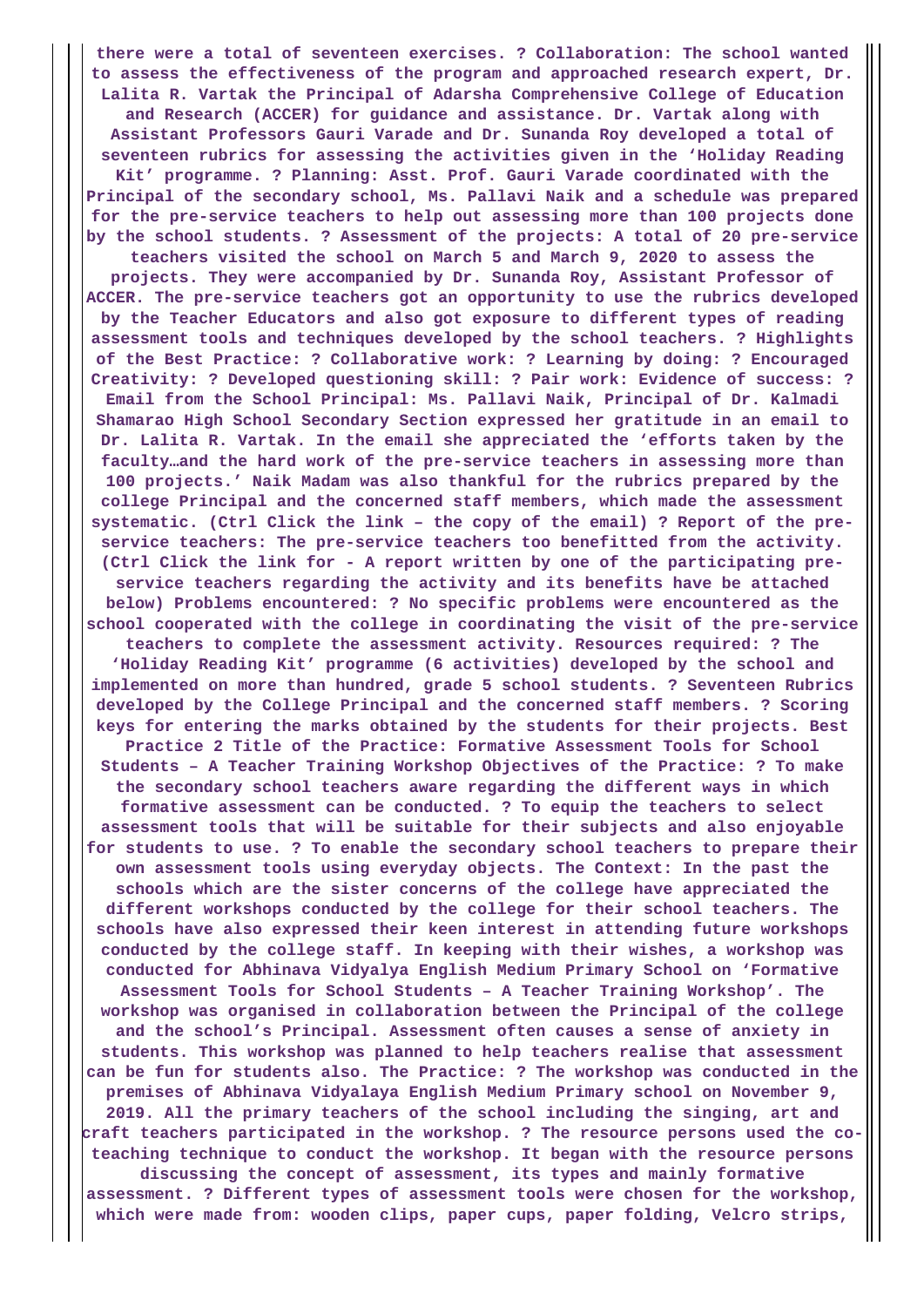there were a total of seventeen exercises. ? Collaboration: The school wanted to assess the effectiveness of the program and approached research expert, Dr. Lalita R. Vartak the Principal of Adarsha Comprehensive College of Education and Research (ACCER) for guidance and assistance. Dr. Vartak along with Assistant Professors Gauri Varade and Dr. Sunanda Roy developed a total of seventeen rubrics for assessing the activities given in the 'Holiday Reading Kit' programme. ? Planning: Asst. Prof. Gauri Varade coordinated with the Principal of the secondary school, Ms. Pallavi Naik and a schedule was prepared for the pre-service teachers to help out assessing more than 100 projects done by the school students. ? Assessment of the projects: A total of 20 pre-service teachers visited the school on March 5 and March 9, 2020 to assess the projects. They were accompanied by Dr. Sunanda Roy, Assistant Professor of ACCER. The pre-service teachers got an opportunity to use the rubrics developed by the Teacher Educators and also got exposure to different types of reading assessment tools and techniques developed by the school teachers. ? Highlights of the Best Practice: ? Collaborative work: ? Learning by doing: ? Encouraged Creativity: ? Developed questioning skill: ? Pair work: Evidence of success: ? Email from the School Principal: Ms. Pallavi Naik, Principal of Dr. Kalmadi Shamarao High School Secondary Section expressed her gratitude in an email to Dr. Lalita R. Vartak. In the email she appreciated the 'efforts taken by the faculty…and the hard work of the pre-service teachers in assessing more than 100 projects.' Naik Madam was also thankful for the rubrics prepared by the college Principal and the concerned staff members, which made the assessment systematic. (Ctrl Click the link – the copy of the email) ? Report of the pre-service teachers: The pre-service teachers too benefitted from the activity. (Ctrl Click the link for - A report written by one of the participating pre-service teachers regarding the activity and its benefits have be attached below) Problems encountered: ? No specific problems were encountered as the school cooperated with the college in coordinating the visit of the pre-service teachers to complete the assessment activity. Resources required: ? The 'Holiday Reading Kit' programme (6 activities) developed by the school and implemented on more than hundred, grade 5 school students. ? Seventeen Rubrics developed by the College Principal and the concerned staff members. ? Scoring keys for entering the marks obtained by the students for their projects. Best Practice 2 Title of the Practice: Formative Assessment Tools for School Students – A Teacher Training Workshop Objectives of the Practice: ? To make the secondary school teachers aware regarding the different ways in which formative assessment can be conducted. ? To equip the teachers to select assessment tools that will be suitable for their subjects and also enjoyable for students to use. ? To enable the secondary school teachers to prepare their own assessment tools using everyday objects. The Context: In the past the schools which are the sister concerns of the college have appreciated the different workshops conducted by the college for their school teachers. The schools have also expressed their keen interest in attending future workshops conducted by the college staff. In keeping with their wishes, a workshop was conducted for Abhinava Vidyalya English Medium Primary School on 'Formative Assessment Tools for School Students – A Teacher Training Workshop'. The workshop was organised in collaboration between the Principal of the college and the school's Principal. Assessment often causes a sense of anxiety in students. This workshop was planned to help teachers realise that assessment can be fun for students also. The Practice: ? The workshop was conducted in the premises of Abhinava Vidyalya English Medium Primary school on November 9, 2019. All the primary teachers of the school including the singing, art and craft teachers participated in the workshop. ? The resource persons used the co-teaching technique to conduct the workshop. It began with the resource persons discussing the concept of assessment, its types and mainly formative assessment. ? Different types of assessment tools were chosen for the workshop, which were made from: wooden clips, paper cups, paper folding, Velcro strips,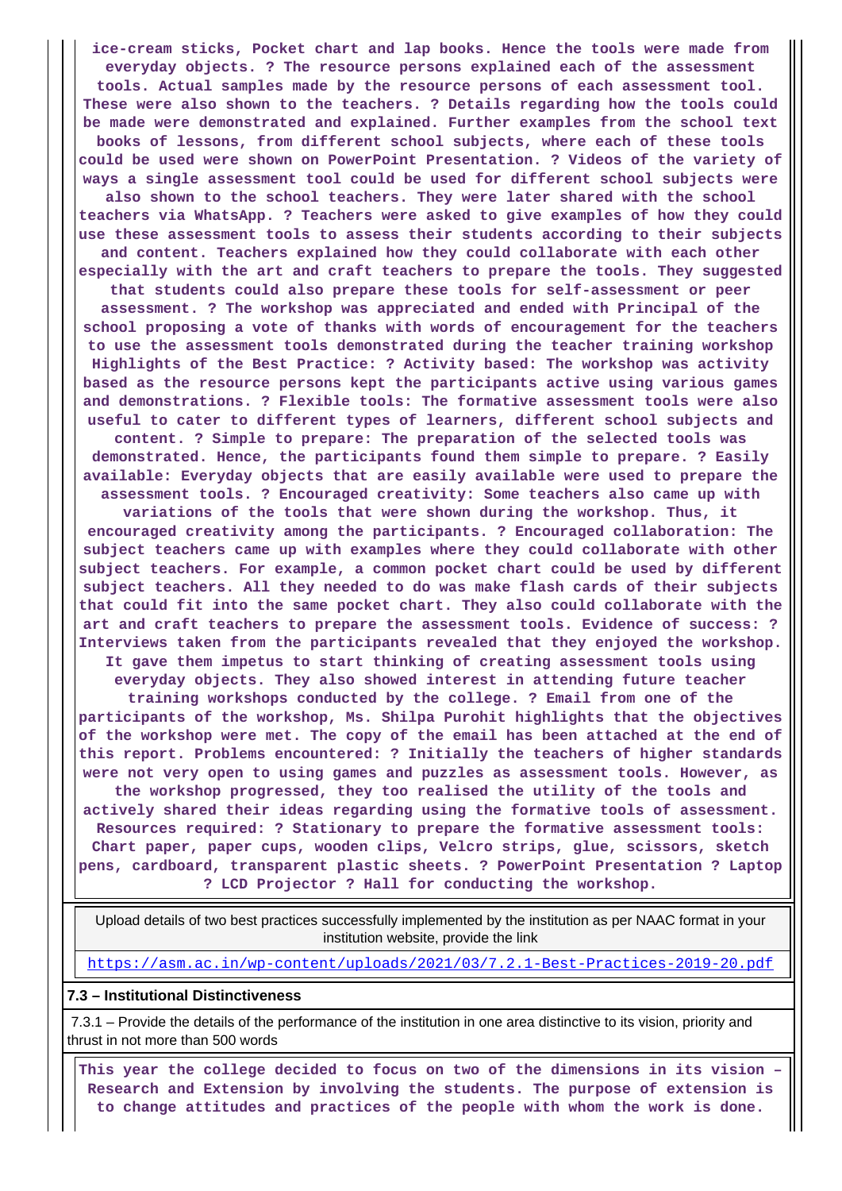**ice-cream sticks, Pocket chart and lap books. Hence the tools were made from everyday objects. ? The resource persons explained each of the assessment tools. Actual samples made by the resource persons of each assessment tool. These were also shown to the teachers. ? Details regarding how the tools could be made were demonstrated and explained. Further examples from the school text books of lessons, from different school subjects, where each of these tools could be used were shown on PowerPoint Presentation. ? Videos of the variety of ways a single assessment tool could be used for different school subjects were also shown to the school teachers. They were later shared with the school teachers via WhatsApp. ? Teachers were asked to give examples of how they could use these assessment tools to assess their students according to their subjects and content. Teachers explained how they could collaborate with each other especially with the art and craft teachers to prepare the tools. They suggested that students could also prepare these tools for self-assessment or peer assessment. ? The workshop was appreciated and ended with Principal of the school proposing a vote of thanks with words of encouragement for the teachers to use the assessment tools demonstrated during the teacher training workshop Highlights of the Best Practice: ? Activity based: The workshop was activity based as the resource persons kept the participants active using various games and demonstrations. ? Flexible tools: The formative assessment tools were also useful to cater to different types of learners, different school subjects and content. ? Simple to prepare: The preparation of the selected tools was demonstrated. Hence, the participants found them simple to prepare. ? Easily available: Everyday objects that are easily available were used to prepare the assessment tools. ? Encouraged creativity: Some teachers also came up with variations of the tools that were shown during the workshop. Thus, it encouraged creativity among the participants. ? Encouraged collaboration: The subject teachers came up with examples where they could collaborate with other subject teachers. For example, a common pocket chart could be used by different subject teachers. All they needed to do was make flash cards of their subjects that could fit into the same pocket chart. They also could collaborate with the art and craft teachers to prepare the assessment tools. Evidence of success: ? Interviews taken from the participants revealed that they enjoyed the workshop. It gave them impetus to start thinking of creating assessment tools using everyday objects. They also showed interest in attending future teacher training workshops conducted by the college. ? Email from one of the participants of the workshop, Ms. Shilpa Purohit highlights that the objectives of the workshop were met. The copy of the email has been attached at the end of this report. Problems encountered: ? Initially the teachers of higher standards were not very open to using games and puzzles as assessment tools. However, as the workshop progressed, they too realised the utility of the tools and actively shared their ideas regarding using the formative tools of assessment. Resources required: ? Stationary to prepare the formative assessment tools: Chart paper, paper cups, wooden clips, Velcro strips, glue, scissors, sketch pens, cardboard, transparent plastic sheets. ? PowerPoint Presentation ? Laptop ? LCD Projector ? Hall for conducting the workshop.**

| Upload details of two best practices successfully implemented by the institution as per NAAC format in your institution website, provide the link |
|---|
| https://asm.ac.in/wp-content/uploads/2021/03/7.2.1-Best-Practices-2019-20.pdf |

**7.3 – Institutional Distinctiveness**

7.3.1 – Provide the details of the performance of the institution in one area distinctive to its vision, priority and thrust in not more than 500 words

**This year the college decided to focus on two of the dimensions in its vision – Research and Extension by involving the students. The purpose of extension is to change attitudes and practices of the people with whom the work is done.**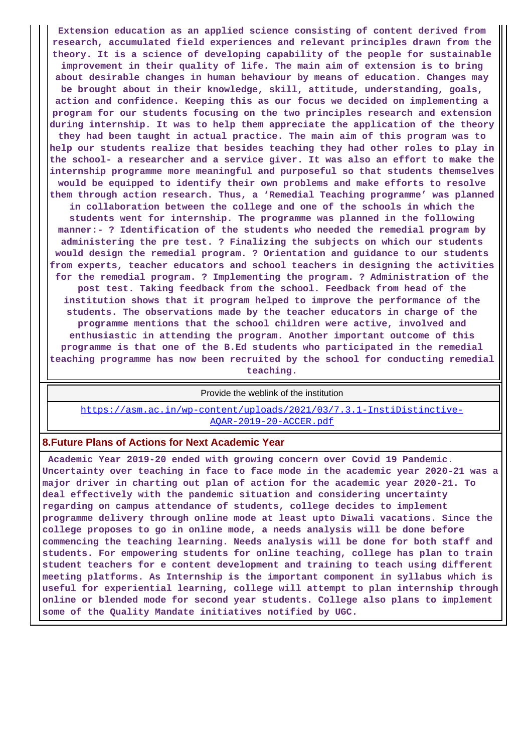Extension education as an applied science consisting of content derived from research, accumulated field experiences and relevant principles drawn from the theory. It is a science of developing capability of the people for sustainable improvement in their quality of life. The main aim of extension is to bring about desirable changes in human behaviour by means of education. Changes may be brought about in their knowledge, skill, attitude, understanding, goals, action and confidence. Keeping this as our focus we decided on implementing a program for our students focusing on the two principles research and extension during internship. It was to help them appreciate the application of the theory they had been taught in actual practice. The main aim of this program was to help our students realize that besides teaching they had other roles to play in the school- a researcher and a service giver. It was also an effort to make the internship programme more meaningful and purposeful so that students themselves would be equipped to identify their own problems and make efforts to resolve them through action research. Thus, a 'Remedial Teaching programme' was planned in collaboration between the college and one of the schools in which the students went for internship. The programme was planned in the following manner:- ? Identification of the students who needed the remedial program by administering the pre test. ? Finalizing the subjects on which our students would design the remedial program. ? Orientation and guidance to our students from experts, teacher educators and school teachers in designing the activities for the remedial program. ? Implementing the program. ? Administration of the post test. Taking feedback from the school. Feedback from head of the institution shows that it program helped to improve the performance of the students. The observations made by the teacher educators in charge of the programme mentions that the school children were active, involved and enthusiastic in attending the program. Another important outcome of this programme is that one of the B.Ed students who participated in the remedial teaching programme has now been recruited by the school for conducting remedial teaching.

| Provide the weblink of the institution |
| --- |
| https://asm.ac.in/wp-content/uploads/2021/03/7.3.1-InstiDistinctive-AQAR-2019-20-ACCER.pdf |

## 8.Future Plans of Actions for Next Academic Year

Academic Year 2019-20 ended with growing concern over Covid 19 Pandemic. Uncertainty over teaching in face to face mode in the academic year 2020-21 was a major driver in charting out plan of action for the academic year 2020-21. To deal effectively with the pandemic situation and considering uncertainty regarding on campus attendance of students, college decides to implement programme delivery through online mode at least upto Diwali vacations. Since the college proposes to go in online mode, a needs analysis will be done before commencing the teaching learning. Needs analysis will be done for both staff and students. For empowering students for online teaching, college has plan to train student teachers for e content development and training to teach using different meeting platforms. As Internship is the important component in syllabus which is useful for experiential learning, college will attempt to plan internship through online or blended mode for second year students. College also plans to implement some of the Quality Mandate initiatives notified by UGC.